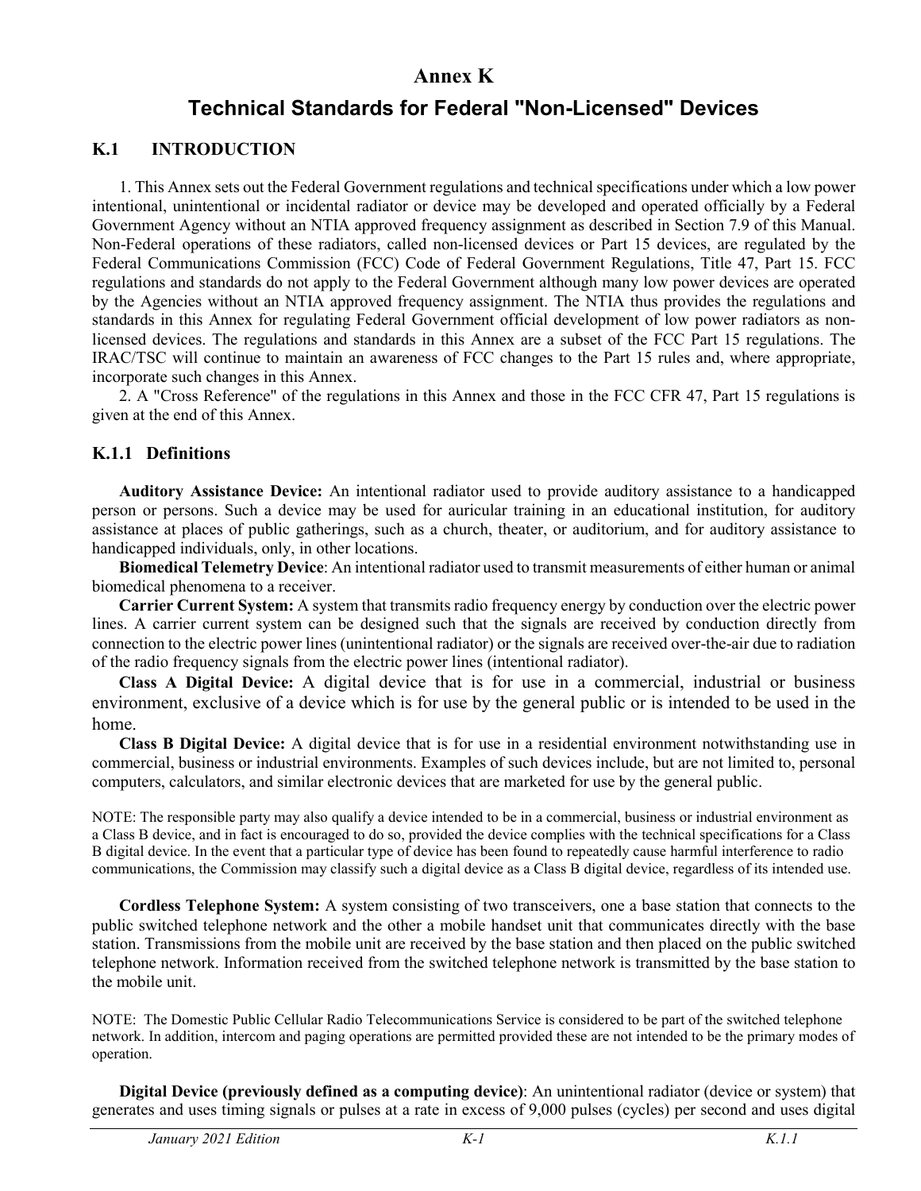# Annex K

# Technical Standards for Federal "Non-Licensed" Devices

## K.1 INTRODUCTION

1. This Annex sets out the Federal Government regulations and technical specifications under which a low power intentional, unintentional or incidental radiator or device may be developed and operated officially by a Federal Government Agency without an NTIA approved frequency assignment as described in Section 7.9 of this Manual. Non-Federal operations of these radiators, called non-licensed devices or Part 15 devices, are regulated by the Federal Communications Commission (FCC) Code of Federal Government Regulations, Title 47, Part 15. FCC regulations and standards do not apply to the Federal Government although many low power devices are operated by the Agencies without an NTIA approved frequency assignment. The NTIA thus provides the regulations and standards in this Annex for regulating Federal Government official development of low power radiators as non-licensed devices. The regulations and standards in this Annex are a subset of the FCC Part 15 regulations. The IRAC/TSC will continue to maintain an awareness of FCC changes to the Part 15 rules and, where appropriate, incorporate such changes in this Annex.

2. A "Cross Reference" of the regulations in this Annex and those in the FCC CFR 47, Part 15 regulations is given at the end of this Annex.

### K.1.1 Definitions

**Auditory Assistance Device:** An intentional radiator used to provide auditory assistance to a handicapped person or persons. Such a device may be used for auricular training in an educational institution, for auditory assistance at places of public gatherings, such as a church, theater, or auditorium, and for auditory assistance to handicapped individuals, only, in other locations.

**Biomedical Telemetry Device**: An intentional radiator used to transmit measurements of either human or animal biomedical phenomena to a receiver.

**Carrier Current System:** A system that transmits radio frequency energy by conduction over the electric power lines. A carrier current system can be designed such that the signals are received by conduction directly from connection to the electric power lines (unintentional radiator) or the signals are received over-the-air due to radiation of the radio frequency signals from the electric power lines (intentional radiator).

**Class A Digital Device:** A digital device that is for use in a commercial, industrial or business environment, exclusive of a device which is for use by the general public or is intended to be used in the home.

**Class B Digital Device:** A digital device that is for use in a residential environment notwithstanding use in commercial, business or industrial environments. Examples of such devices include, but are not limited to, personal computers, calculators, and similar electronic devices that are marketed for use by the general public.

NOTE: The responsible party may also qualify a device intended to be in a commercial, business or industrial environment as a Class B device, and in fact is encouraged to do so, provided the device complies with the technical specifications for a Class B digital device. In the event that a particular type of device has been found to repeatedly cause harmful interference to radio communications, the Commission may classify such a digital device as a Class B digital device, regardless of its intended use.

**Cordless Telephone System:** A system consisting of two transceivers, one a base station that connects to the public switched telephone network and the other a mobile handset unit that communicates directly with the base station. Transmissions from the mobile unit are received by the base station and then placed on the public switched telephone network. Information received from the switched telephone network is transmitted by the base station to the mobile unit.

NOTE: The Domestic Public Cellular Radio Telecommunications Service is considered to be part of the switched telephone network. In addition, intercom and paging operations are permitted provided these are not intended to be the primary modes of operation.

**Digital Device (previously defined as a computing device)**: An unintentional radiator (device or system) that generates and uses timing signals or pulses at a rate in excess of 9,000 pulses (cycles) per second and uses digital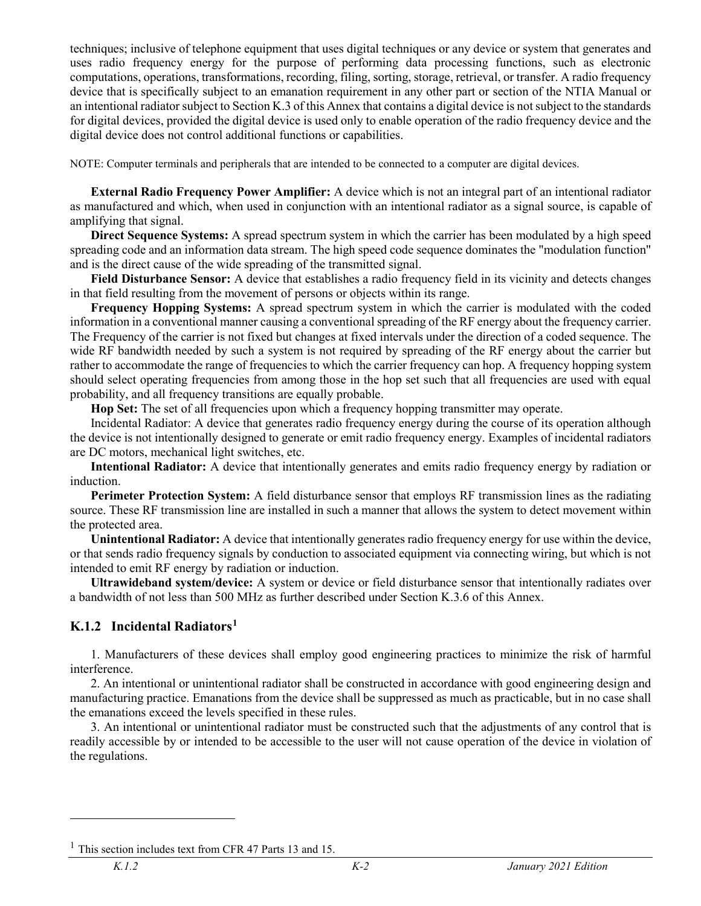techniques; inclusive of telephone equipment that uses digital techniques or any device or system that generates and uses radio frequency energy for the purpose of performing data processing functions, such as electronic computations, operations, transformations, recording, filing, sorting, storage, retrieval, or transfer. A radio frequency device that is specifically subject to an emanation requirement in any other part or section of the NTIA Manual or an intentional radiator subject to Section K.3 of this Annex that contains a digital device is not subject to the standards for digital devices, provided the digital device is used only to enable operation of the radio frequency device and the digital device does not control additional functions or capabilities.

NOTE: Computer terminals and peripherals that are intended to be connected to a computer are digital devices.

**External Radio Frequency Power Amplifier:** A device which is not an integral part of an intentional radiator as manufactured and which, when used in conjunction with an intentional radiator as a signal source, is capable of amplifying that signal.

**Direct Sequence Systems:** A spread spectrum system in which the carrier has been modulated by a high speed spreading code and an information data stream. The high speed code sequence dominates the "modulation function" and is the direct cause of the wide spreading of the transmitted signal.

**Field Disturbance Sensor:** A device that establishes a radio frequency field in its vicinity and detects changes in that field resulting from the movement of persons or objects within its range.

**Frequency Hopping Systems:** A spread spectrum system in which the carrier is modulated with the coded information in a conventional manner causing a conventional spreading of the RF energy about the frequency carrier. The Frequency of the carrier is not fixed but changes at fixed intervals under the direction of a coded sequence. The wide RF bandwidth needed by such a system is not required by spreading of the RF energy about the carrier but rather to accommodate the range of frequencies to which the carrier frequency can hop. A frequency hopping system should select operating frequencies from among those in the hop set such that all frequencies are used with equal probability, and all frequency transitions are equally probable.

**Hop Set:** The set of all frequencies upon which a frequency hopping transmitter may operate.

Incidental Radiator: A device that generates radio frequency energy during the course of its operation although the device is not intentionally designed to generate or emit radio frequency energy. Examples of incidental radiators are DC motors, mechanical light switches, etc.

**Intentional Radiator:** A device that intentionally generates and emits radio frequency energy by radiation or induction.

**Perimeter Protection System:** A field disturbance sensor that employs RF transmission lines as the radiating source. These RF transmission line are installed in such a manner that allows the system to detect movement within the protected area.

**Unintentional Radiator:** A device that intentionally generates radio frequency energy for use within the device, or that sends radio frequency signals by conduction to associated equipment via connecting wiring, but which is not intended to emit RF energy by radiation or induction.

**Ultrawideband system/device:** A system or device or field disturbance sensor that intentionally radiates over a bandwidth of not less than 500 MHz as further described under Section K.3.6 of this Annex.

### K.1.2 Incidental Radiators[1]

1. Manufacturers of these devices shall employ good engineering practices to minimize the risk of harmful interference.

2. An intentional or unintentional radiator shall be constructed in accordance with good engineering design and manufacturing practice. Emanations from the device shall be suppressed as much as practicable, but in no case shall the emanations exceed the levels specified in these rules.

3. An intentional or unintentional radiator must be constructed such that the adjustments of any control that is readily accessible by or intended to be accessible to the user will not cause operation of the device in violation of the regulations.

[1] This section includes text from CFR 47 Parts 13 and 15.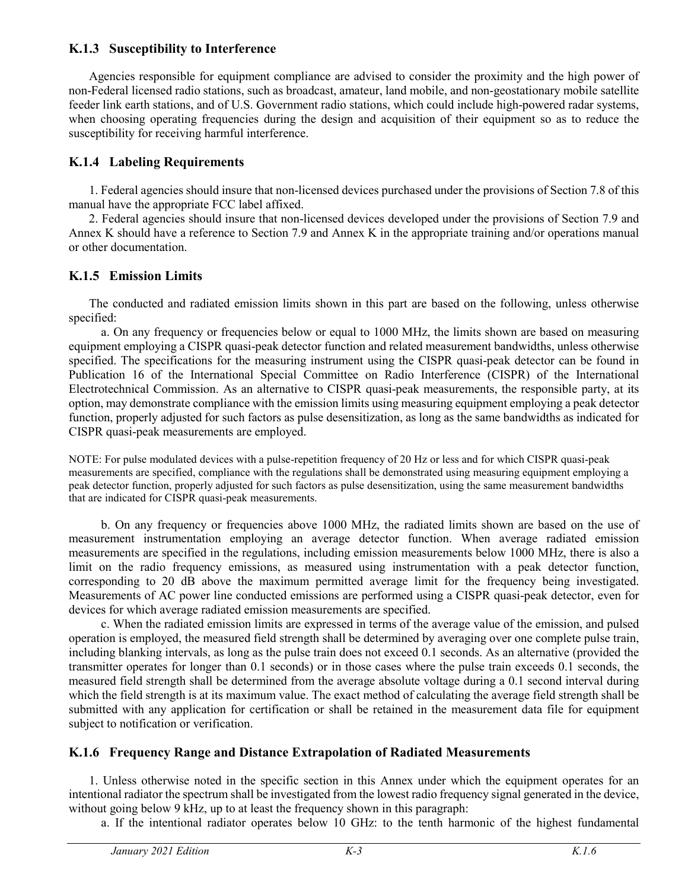### K.1.3 Susceptibility to Interference

Agencies responsible for equipment compliance are advised to consider the proximity and the high power of non-Federal licensed radio stations, such as broadcast, amateur, land mobile, and non-geostationary mobile satellite feeder link earth stations, and of U.S. Government radio stations, which could include high-powered radar systems, when choosing operating frequencies during the design and acquisition of their equipment so as to reduce the susceptibility for receiving harmful interference.

### K.1.4 Labeling Requirements

1. Federal agencies should insure that non-licensed devices purchased under the provisions of Section 7.8 of this manual have the appropriate FCC label affixed.

2. Federal agencies should insure that non-licensed devices developed under the provisions of Section 7.9 and Annex K should have a reference to Section 7.9 and Annex K in the appropriate training and/or operations manual or other documentation.

### K.1.5 Emission Limits

The conducted and radiated emission limits shown in this part are based on the following, unless otherwise specified:

a. On any frequency or frequencies below or equal to 1000 MHz, the limits shown are based on measuring equipment employing a CISPR quasi-peak detector function and related measurement bandwidths, unless otherwise specified. The specifications for the measuring instrument using the CISPR quasi-peak detector can be found in Publication 16 of the International Special Committee on Radio Interference (CISPR) of the International Electrotechnical Commission. As an alternative to CISPR quasi-peak measurements, the responsible party, at its option, may demonstrate compliance with the emission limits using measuring equipment employing a peak detector function, properly adjusted for such factors as pulse desensitization, as long as the same bandwidths as indicated for CISPR quasi-peak measurements are employed.

NOTE: For pulse modulated devices with a pulse-repetition frequency of 20 Hz or less and for which CISPR quasi-peak measurements are specified, compliance with the regulations shall be demonstrated using measuring equipment employing a peak detector function, properly adjusted for such factors as pulse desensitization, using the same measurement bandwidths that are indicated for CISPR quasi-peak measurements.

b. On any frequency or frequencies above 1000 MHz, the radiated limits shown are based on the use of measurement instrumentation employing an average detector function. When average radiated emission measurements are specified in the regulations, including emission measurements below 1000 MHz, there is also a limit on the radio frequency emissions, as measured using instrumentation with a peak detector function, corresponding to 20 dB above the maximum permitted average limit for the frequency being investigated. Measurements of AC power line conducted emissions are performed using a CISPR quasi-peak detector, even for devices for which average radiated emission measurements are specified.

c. When the radiated emission limits are expressed in terms of the average value of the emission, and pulsed operation is employed, the measured field strength shall be determined by averaging over one complete pulse train, including blanking intervals, as long as the pulse train does not exceed 0.1 seconds. As an alternative (provided the transmitter operates for longer than 0.1 seconds) or in those cases where the pulse train exceeds 0.1 seconds, the measured field strength shall be determined from the average absolute voltage during a 0.1 second interval during which the field strength is at its maximum value. The exact method of calculating the average field strength shall be submitted with any application for certification or shall be retained in the measurement data file for equipment subject to notification or verification.

### K.1.6 Frequency Range and Distance Extrapolation of Radiated Measurements

1. Unless otherwise noted in the specific section in this Annex under which the equipment operates for an intentional radiator the spectrum shall be investigated from the lowest radio frequency signal generated in the device, without going below 9 kHz, up to at least the frequency shown in this paragraph:

a. If the intentional radiator operates below 10 GHz: to the tenth harmonic of the highest fundamental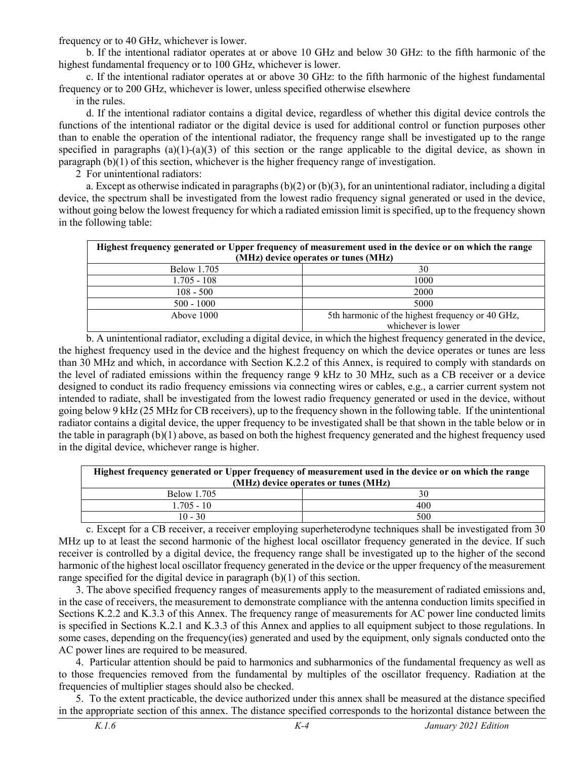frequency or to 40 GHz, whichever is lower.

b. If the intentional radiator operates at or above 10 GHz and below 30 GHz: to the fifth harmonic of the highest fundamental frequency or to 100 GHz, whichever is lower.

c. If the intentional radiator operates at or above 30 GHz: to the fifth harmonic of the highest fundamental frequency or to 200 GHz, whichever is lower, unless specified otherwise elsewhere in the rules.

d. If the intentional radiator contains a digital device, regardless of whether this digital device controls the functions of the intentional radiator or the digital device is used for additional control or function purposes other than to enable the operation of the intentional radiator, the frequency range shall be investigated up to the range specified in paragraphs (a)(1)-(a)(3) of this section or the range applicable to the digital device, as shown in paragraph (b)(1) of this section, whichever is the higher frequency range of investigation.

2 For unintentional radiators:

a. Except as otherwise indicated in paragraphs (b)(2) or (b)(3), for an unintentional radiator, including a digital device, the spectrum shall be investigated from the lowest radio frequency signal generated or used in the device, without going below the lowest frequency for which a radiated emission limit is specified, up to the frequency shown in the following table:

| Highest frequency generated or used in the device or on which the device operates or tunes (MHz) | Upper frequency of measurement range (MHz) |
|---|---|
| Below 1.705 | 30 |
| 1.705 - 108 | 1000 |
| 108 - 500 | 2000 |
| 500 - 1000 | 5000 |
| Above 1000 | 5th harmonic of the highest frequency or 40 GHz, whichever is lower |

b. A unintentional radiator, excluding a digital device, in which the highest frequency generated in the device, the highest frequency used in the device and the highest frequency on which the device operates or tunes are less than 30 MHz and which, in accordance with Section K.2.2 of this Annex, is required to comply with standards on the level of radiated emissions within the frequency range 9 kHz to 30 MHz, such as a CB receiver or a device designed to conduct its radio frequency emissions via connecting wires or cables, e.g., a carrier current system not intended to radiate, shall be investigated from the lowest radio frequency generated or used in the device, without going below 9 kHz (25 MHz for CB receivers), up to the frequency shown in the following table. If the unintentional radiator contains a digital device, the upper frequency to be investigated shall be that shown in the table below or in the table in paragraph (b)(1) above, as based on both the highest frequency generated and the highest frequency used in the digital device, whichever range is higher.

| Highest frequency generated or used in the device or on which the device operates or tunes (MHz) | Upper frequency of measurement range (MHz) |
|---|---|
| Below 1.705 | 30 |
| 1.705 - 10 | 400 |
| 10 - 30 | 500 |

c. Except for a CB receiver, a receiver employing superheterodyne techniques shall be investigated from 30 MHz up to at least the second harmonic of the highest local oscillator frequency generated in the device. If such receiver is controlled by a digital device, the frequency range shall be investigated up to the higher of the second harmonic of the highest local oscillator frequency generated in the device or the upper frequency of the measurement range specified for the digital device in paragraph (b)(1) of this section.

3. The above specified frequency ranges of measurements apply to the measurement of radiated emissions and, in the case of receivers, the measurement to demonstrate compliance with the antenna conduction limits specified in Sections K.2.2 and K.3.3 of this Annex. The frequency range of measurements for AC power line conducted limits is specified in Sections K.2.1 and K.3.3 of this Annex and applies to all equipment subject to those regulations. In some cases, depending on the frequency(ies) generated and used by the equipment, only signals conducted onto the AC power lines are required to be measured.

4. Particular attention should be paid to harmonics and subharmonics of the fundamental frequency as well as to those frequencies removed from the fundamental by multiples of the oscillator frequency. Radiation at the frequencies of multiplier stages should also be checked.

5. To the extent practicable, the device authorized under this annex shall be measured at the distance specified in the appropriate section of this annex. The distance specified corresponds to the horizontal distance between the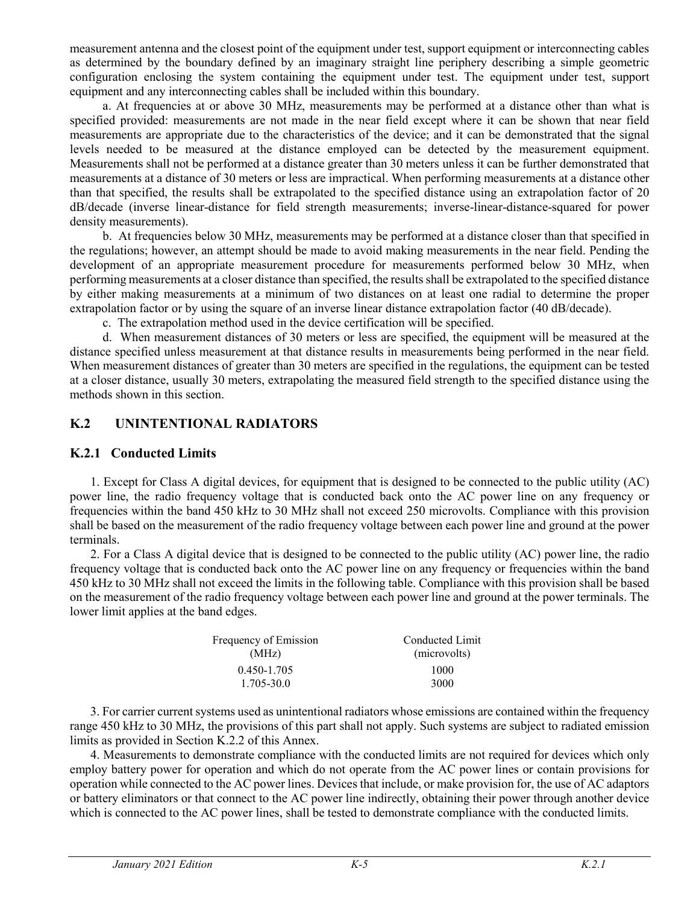measurement antenna and the closest point of the equipment under test, support equipment or interconnecting cables as determined by the boundary defined by an imaginary straight line periphery describing a simple geometric configuration enclosing the system containing the equipment under test. The equipment under test, support equipment and any interconnecting cables shall be included within this boundary.

a. At frequencies at or above 30 MHz, measurements may be performed at a distance other than what is specified provided: measurements are not made in the near field except where it can be shown that near field measurements are appropriate due to the characteristics of the device; and it can be demonstrated that the signal levels needed to be measured at the distance employed can be detected by the measurement equipment. Measurements shall not be performed at a distance greater than 30 meters unless it can be further demonstrated that measurements at a distance of 30 meters or less are impractical. When performing measurements at a distance other than that specified, the results shall be extrapolated to the specified distance using an extrapolation factor of 20 dB/decade (inverse linear-distance for field strength measurements; inverse-linear-distance-squared for power density measurements).

b. At frequencies below 30 MHz, measurements may be performed at a distance closer than that specified in the regulations; however, an attempt should be made to avoid making measurements in the near field. Pending the development of an appropriate measurement procedure for measurements performed below 30 MHz, when performing measurements at a closer distance than specified, the results shall be extrapolated to the specified distance by either making measurements at a minimum of two distances on at least one radial to determine the proper extrapolation factor or by using the square of an inverse linear distance extrapolation factor (40 dB/decade).

c. The extrapolation method used in the device certification will be specified.

d. When measurement distances of 30 meters or less are specified, the equipment will be measured at the distance specified unless measurement at that distance results in measurements being performed in the near field. When measurement distances of greater than 30 meters are specified in the regulations, the equipment can be tested at a closer distance, usually 30 meters, extrapolating the measured field strength to the specified distance using the methods shown in this section.

## K.2 UNINTENTIONAL RADIATORS

### K.2.1 Conducted Limits

1. Except for Class A digital devices, for equipment that is designed to be connected to the public utility (AC) power line, the radio frequency voltage that is conducted back onto the AC power line on any frequency or frequencies within the band 450 kHz to 30 MHz shall not exceed 250 microvolts. Compliance with this provision shall be based on the measurement of the radio frequency voltage between each power line and ground at the power terminals.

2. For a Class A digital device that is designed to be connected to the public utility (AC) power line, the radio frequency voltage that is conducted back onto the AC power line on any frequency or frequencies within the band 450 kHz to 30 MHz shall not exceed the limits in the following table. Compliance with this provision shall be based on the measurement of the radio frequency voltage between each power line and ground at the power terminals. The lower limit applies at the band edges.

| Frequency of Emission (MHz) | Conducted Limit (microvolts) |
|---|---|
| 0.450-1.705 | 1000 |
| 1.705-30.0 | 3000 |

3. For carrier current systems used as unintentional radiators whose emissions are contained within the frequency range 450 kHz to 30 MHz, the provisions of this part shall not apply. Such systems are subject to radiated emission limits as provided in Section K.2.2 of this Annex.

4. Measurements to demonstrate compliance with the conducted limits are not required for devices which only employ battery power for operation and which do not operate from the AC power lines or contain provisions for operation while connected to the AC power lines. Devices that include, or make provision for, the use of AC adaptors or battery eliminators or that connect to the AC power line indirectly, obtaining their power through another device which is connected to the AC power lines, shall be tested to demonstrate compliance with the conducted limits.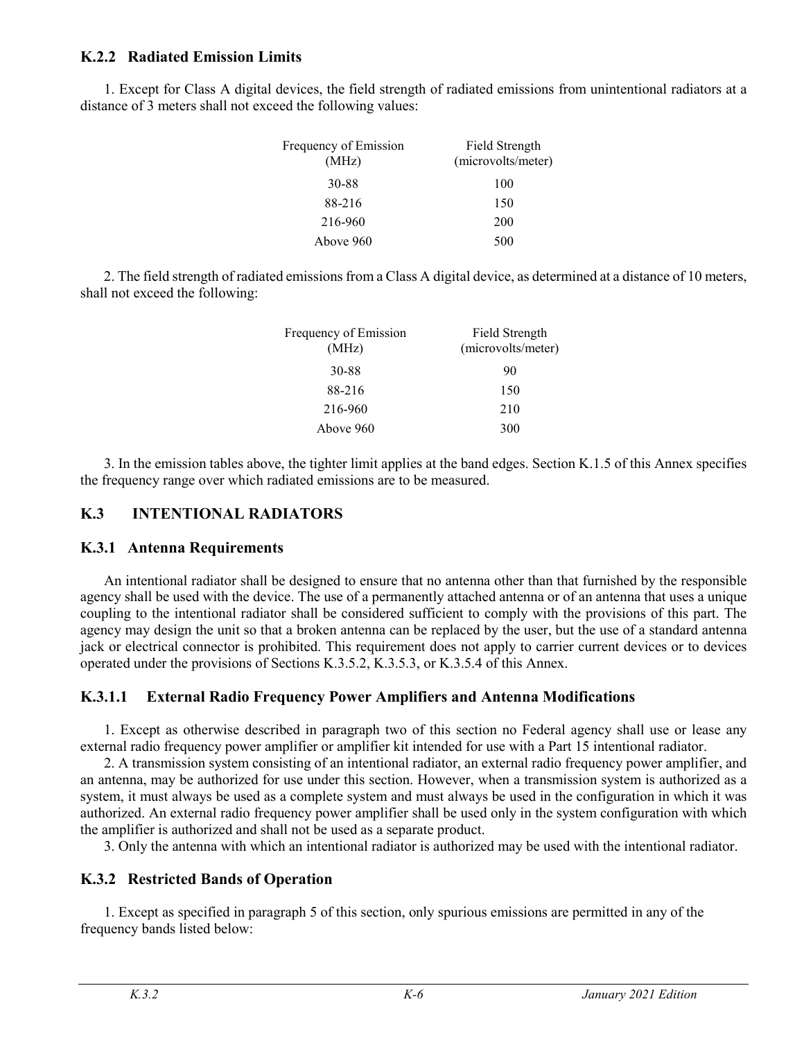### K.2.2 Radiated Emission Limits

1. Except for Class A digital devices, the field strength of radiated emissions from unintentional radiators at a distance of 3 meters shall not exceed the following values:

| Frequency of Emission (MHz) | Field Strength (microvolts/meter) |
|---|---|
| 30-88 | 100 |
| 88-216 | 150 |
| 216-960 | 200 |
| Above 960 | 500 |

2. The field strength of radiated emissions from a Class A digital device, as determined at a distance of 10 meters, shall not exceed the following:

| Frequency of Emission (MHz) | Field Strength (microvolts/meter) |
|---|---|
| 30-88 | 90 |
| 88-216 | 150 |
| 216-960 | 210 |
| Above 960 | 300 |

3. In the emission tables above, the tighter limit applies at the band edges. Section K.1.5 of this Annex specifies the frequency range over which radiated emissions are to be measured.

## K.3 INTENTIONAL RADIATORS

### K.3.1 Antenna Requirements

An intentional radiator shall be designed to ensure that no antenna other than that furnished by the responsible agency shall be used with the device. The use of a permanently attached antenna or of an antenna that uses a unique coupling to the intentional radiator shall be considered sufficient to comply with the provisions of this part. The agency may design the unit so that a broken antenna can be replaced by the user, but the use of a standard antenna jack or electrical connector is prohibited. This requirement does not apply to carrier current devices or to devices operated under the provisions of Sections K.3.5.2, K.3.5.3, or K.3.5.4 of this Annex.

### K.3.1.1 External Radio Frequency Power Amplifiers and Antenna Modifications

1. Except as otherwise described in paragraph two of this section no Federal agency shall use or lease any external radio frequency power amplifier or amplifier kit intended for use with a Part 15 intentional radiator.

2. A transmission system consisting of an intentional radiator, an external radio frequency power amplifier, and an antenna, may be authorized for use under this section. However, when a transmission system is authorized as a system, it must always be used as a complete system and must always be used in the configuration in which it was authorized. An external radio frequency power amplifier shall be used only in the system configuration with which the amplifier is authorized and shall not be used as a separate product.

3. Only the antenna with which an intentional radiator is authorized may be used with the intentional radiator.

### K.3.2 Restricted Bands of Operation

1. Except as specified in paragraph 5 of this section, only spurious emissions are permitted in any of the frequency bands listed below: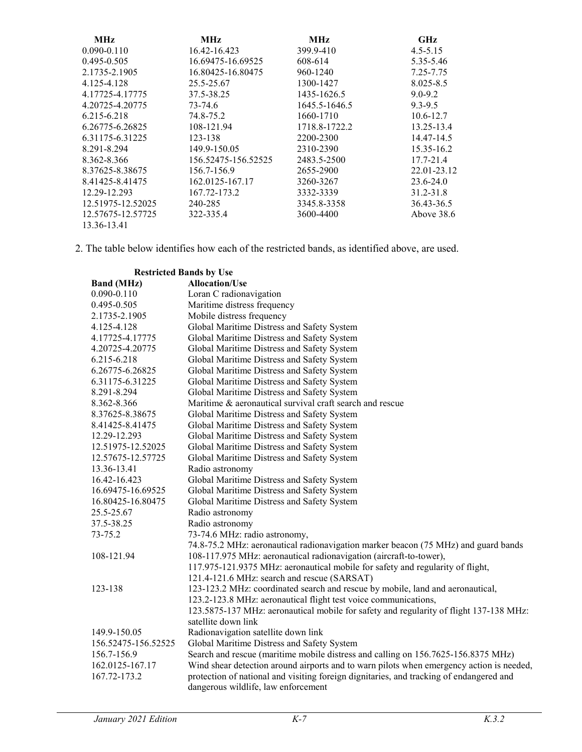| MHz | MHz | MHz | GHz |
|---|---|---|---|
| 0.090-0.110 | 16.42-16.423 | 399.9-410 | 4.5-5.15 |
| 0.495-0.505 | 16.69475-16.69525 | 608-614 | 5.35-5.46 |
| 2.1735-2.1905 | 16.80425-16.80475 | 960-1240 | 7.25-7.75 |
| 4.125-4.128 | 25.5-25.67 | 1300-1427 | 8.025-8.5 |
| 4.17725-4.17775 | 37.5-38.25 | 1435-1626.5 | 9.0-9.2 |
| 4.20725-4.20775 | 73-74.6 | 1645.5-1646.5 | 9.3-9.5 |
| 6.215-6.218 | 74.8-75.2 | 1660-1710 | 10.6-12.7 |
| 6.26775-6.26825 | 108-121.94 | 1718.8-1722.2 | 13.25-13.4 |
| 6.31175-6.31225 | 123-138 | 2200-2300 | 14.47-14.5 |
| 8.291-8.294 | 149.9-150.05 | 2310-2390 | 15.35-16.2 |
| 8.362-8.366 | 156.52475-156.52525 | 2483.5-2500 | 17.7-21.4 |
| 8.37625-8.38675 | 156.7-156.9 | 2655-2900 | 22.01-23.12 |
| 8.41425-8.41475 | 162.0125-167.17 | 3260-3267 | 23.6-24.0 |
| 12.29-12.293 | 167.72-173.2 | 3332-3339 | 31.2-31.8 |
| 12.51975-12.52025 | 240-285 | 3345.8-3358 | 36.43-36.5 |
| 12.57675-12.57725 | 322-335.4 | 3600-4400 | Above 38.6 |
| 13.36-13.41 | | | |

2. The table below identifies how each of the restricted bands, as identified above, are used.

**Restricted Bands by Use**

| Band (MHz) | Allocation/Use |
|---|---|
| 0.090-0.110 | Loran C radionavigation |
| 0.495-0.505 | Maritime distress frequency |
| 2.1735-2.1905 | Mobile distress frequency |
| 4.125-4.128 | Global Maritime Distress and Safety System |
| 4.17725-4.17775 | Global Maritime Distress and Safety System |
| 4.20725-4.20775 | Global Maritime Distress and Safety System |
| 6.215-6.218 | Global Maritime Distress and Safety System |
| 6.26775-6.26825 | Global Maritime Distress and Safety System |
| 6.31175-6.31225 | Global Maritime Distress and Safety System |
| 8.291-8.294 | Global Maritime Distress and Safety System |
| 8.362-8.366 | Maritime & aeronautical survival craft search and rescue |
| 8.37625-8.38675 | Global Maritime Distress and Safety System |
| 8.41425-8.41475 | Global Maritime Distress and Safety System |
| 12.29-12.293 | Global Maritime Distress and Safety System |
| 12.51975-12.52025 | Global Maritime Distress and Safety System |
| 12.57675-12.57725 | Global Maritime Distress and Safety System |
| 13.36-13.41 | Radio astronomy |
| 16.42-16.423 | Global Maritime Distress and Safety System |
| 16.69475-16.69525 | Global Maritime Distress and Safety System |
| 16.80425-16.80475 | Global Maritime Distress and Safety System |
| 25.5-25.67 | Radio astronomy |
| 37.5-38.25 | Radio astronomy |
| 73-75.2 | 73-74.6 MHz: radio astronomy, 74.8-75.2 MHz: aeronautical radionavigation marker beacon (75 MHz) and guard bands |
| 108-121.94 | 108-117.975 MHz: aeronautical radionavigation (aircraft-to-tower), 117.975-121.9375 MHz: aeronautical mobile for safety and regularity of flight, 121.4-121.6 MHz: search and rescue (SARSAT) |
| 123-138 | 123-123.2 MHz: coordinated search and rescue by mobile, land and aeronautical, 123.2-123.8 MHz: aeronautical flight test voice communications, 123.5875-137 MHz: aeronautical mobile for safety and regularity of flight 137-138 MHz: satellite down link |
| 149.9-150.05 | Radionavigation satellite down link |
| 156.52475-156.52525 | Global Maritime Distress and Safety System |
| 156.7-156.9 | Search and rescue (maritime mobile distress and calling on 156.7625-156.8375 MHz) |
| 162.0125-167.17 | Wind shear detection around airports and to warn pilots when emergency action is needed, |
| 167.72-173.2 | protection of national and visiting foreign dignitaries, and tracking of endangered and dangerous wildlife, law enforcement |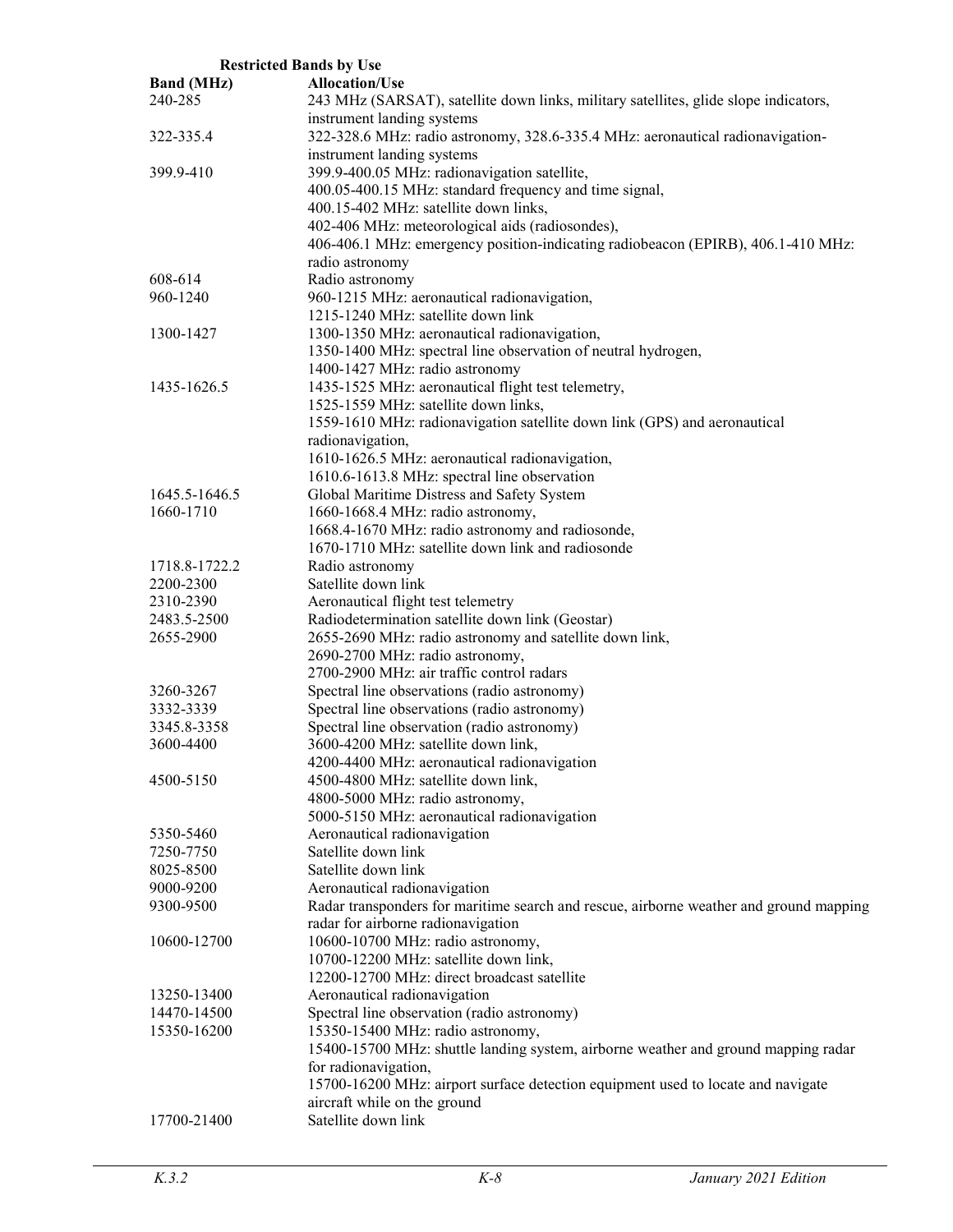**Restricted Bands by Use**

| Band (MHz) | Allocation/Use |
|---|---|
| 240-285 | 243 MHz (SARSAT), satellite down links, military satellites, glide slope indicators, instrument landing systems |
| 322-335.4 | 322-328.6 MHz: radio astronomy, 328.6-335.4 MHz: aeronautical radionavigation-instrument landing systems |
| 399.9-410 | 399.9-400.05 MHz: radionavigation satellite,<br>400.05-400.15 MHz: standard frequency and time signal,<br>400.15-402 MHz: satellite down links,<br>402-406 MHz: meteorological aids (radiosondes),<br>406-406.1 MHz: emergency position-indicating radiobeacon (EPIRB), 406.1-410 MHz: radio astronomy |
| 608-614 | Radio astronomy |
| 960-1240 | 960-1215 MHz: aeronautical radionavigation,<br>1215-1240 MHz: satellite down link |
| 1300-1427 | 1300-1350 MHz: aeronautical radionavigation,<br>1350-1400 MHz: spectral line observation of neutral hydrogen,<br>1400-1427 MHz: radio astronomy |
| 1435-1626.5 | 1435-1525 MHz: aeronautical flight test telemetry,<br>1525-1559 MHz: satellite down links,<br>1559-1610 MHz: radionavigation satellite down link (GPS) and aeronautical radionavigation,<br>1610-1626.5 MHz: aeronautical radionavigation,<br>1610.6-1613.8 MHz: spectral line observation |
| 1645.5-1646.5 | Global Maritime Distress and Safety System |
| 1660-1710 | 1660-1668.4 MHz: radio astronomy,<br>1668.4-1670 MHz: radio astronomy and radiosonde,<br>1670-1710 MHz: satellite down link and radiosonde |
| 1718.8-1722.2 | Radio astronomy |
| 2200-2300 | Satellite down link |
| 2310-2390 | Aeronautical flight test telemetry |
| 2483.5-2500 | Radiodetermination satellite down link (Geostar) |
| 2655-2900 | 2655-2690 MHz: radio astronomy and satellite down link,<br>2690-2700 MHz: radio astronomy,<br>2700-2900 MHz: air traffic control radars |
| 3260-3267 | Spectral line observations (radio astronomy) |
| 3332-3339 | Spectral line observations (radio astronomy) |
| 3345.8-3358 | Spectral line observation (radio astronomy) |
| 3600-4400 | 3600-4200 MHz: satellite down link,<br>4200-4400 MHz: aeronautical radionavigation |
| 4500-5150 | 4500-4800 MHz: satellite down link,<br>4800-5000 MHz: radio astronomy,<br>5000-5150 MHz: aeronautical radionavigation |
| 5350-5460 | Aeronautical radionavigation |
| 7250-7750 | Satellite down link |
| 8025-8500 | Satellite down link |
| 9000-9200 | Aeronautical radionavigation |
| 9300-9500 | Radar transponders for maritime search and rescue, airborne weather and ground mapping radar for airborne radionavigation |
| 10600-12700 | 10600-10700 MHz: radio astronomy,<br>10700-12200 MHz: satellite down link,<br>12200-12700 MHz: direct broadcast satellite |
| 13250-13400 | Aeronautical radionavigation |
| 14470-14500 | Spectral line observation (radio astronomy) |
| 15350-16200 | 15350-15400 MHz: radio astronomy,<br>15400-15700 MHz: shuttle landing system, airborne weather and ground mapping radar for radionavigation,<br>15700-16200 MHz: airport surface detection equipment used to locate and navigate aircraft while on the ground |
| 17700-21400 | Satellite down link |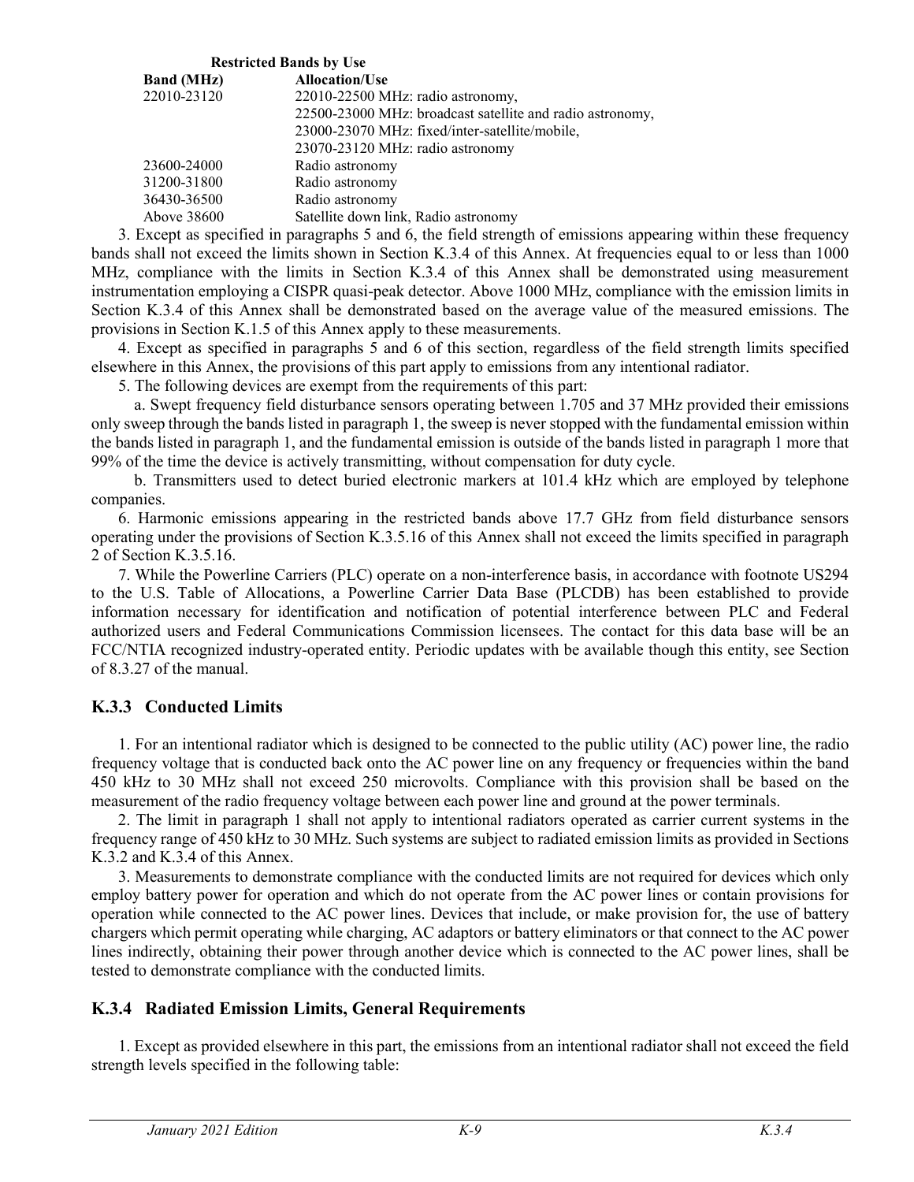**Restricted Bands by Use**

| Band (MHz) | Allocation/Use |
| --- | --- |
| 22010-23120 | 22010-22500 MHz: radio astronomy,<br>22500-23000 MHz: broadcast satellite and radio astronomy,<br>23000-23070 MHz: fixed/inter-satellite/mobile,<br>23070-23120 MHz: radio astronomy |
| 23600-24000 | Radio astronomy |
| 31200-31800 | Radio astronomy |
| 36430-36500 | Radio astronomy |
| Above 38600 | Satellite down link, Radio astronomy |

3. Except as specified in paragraphs 5 and 6, the field strength of emissions appearing within these frequency bands shall not exceed the limits shown in Section K.3.4 of this Annex. At frequencies equal to or less than 1000 MHz, compliance with the limits in Section K.3.4 of this Annex shall be demonstrated using measurement instrumentation employing a CISPR quasi-peak detector. Above 1000 MHz, compliance with the emission limits in Section K.3.4 of this Annex shall be demonstrated based on the average value of the measured emissions. The provisions in Section K.1.5 of this Annex apply to these measurements.

4. Except as specified in paragraphs 5 and 6 of this section, regardless of the field strength limits specified elsewhere in this Annex, the provisions of this part apply to emissions from any intentional radiator.

5. The following devices are exempt from the requirements of this part:

a. Swept frequency field disturbance sensors operating between 1.705 and 37 MHz provided their emissions only sweep through the bands listed in paragraph 1, the sweep is never stopped with the fundamental emission within the bands listed in paragraph 1, and the fundamental emission is outside of the bands listed in paragraph 1 more that 99% of the time the device is actively transmitting, without compensation for duty cycle.

b. Transmitters used to detect buried electronic markers at 101.4 kHz which are employed by telephone companies.

6. Harmonic emissions appearing in the restricted bands above 17.7 GHz from field disturbance sensors operating under the provisions of Section K.3.5.16 of this Annex shall not exceed the limits specified in paragraph 2 of Section K.3.5.16.

7. While the Powerline Carriers (PLC) operate on a non-interference basis, in accordance with footnote US294 to the U.S. Table of Allocations, a Powerline Carrier Data Base (PLCDB) has been established to provide information necessary for identification and notification of potential interference between PLC and Federal authorized users and Federal Communications Commission licensees. The contact for this data base will be an FCC/NTIA recognized industry-operated entity. Periodic updates with be available though this entity, see Section of 8.3.27 of the manual.

## K.3.3 Conducted Limits

1. For an intentional radiator which is designed to be connected to the public utility (AC) power line, the radio frequency voltage that is conducted back onto the AC power line on any frequency or frequencies within the band 450 kHz to 30 MHz shall not exceed 250 microvolts. Compliance with this provision shall be based on the measurement of the radio frequency voltage between each power line and ground at the power terminals.

2. The limit in paragraph 1 shall not apply to intentional radiators operated as carrier current systems in the frequency range of 450 kHz to 30 MHz. Such systems are subject to radiated emission limits as provided in Sections K.3.2 and K.3.4 of this Annex.

3. Measurements to demonstrate compliance with the conducted limits are not required for devices which only employ battery power for operation and which do not operate from the AC power lines or contain provisions for operation while connected to the AC power lines. Devices that include, or make provision for, the use of battery chargers which permit operating while charging, AC adaptors or battery eliminators or that connect to the AC power lines indirectly, obtaining their power through another device which is connected to the AC power lines, shall be tested to demonstrate compliance with the conducted limits.

## K.3.4 Radiated Emission Limits, General Requirements

1. Except as provided elsewhere in this part, the emissions from an intentional radiator shall not exceed the field strength levels specified in the following table: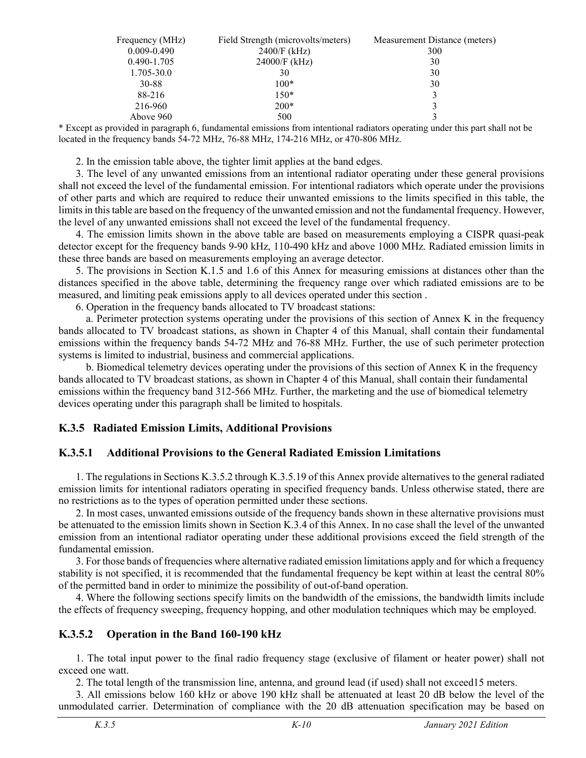| Frequency (MHz) | Field Strength (microvolts/meters) | Measurement Distance (meters) |
|---|---|---|
| 0.009-0.490 | 2400/F (kHz) | 300 |
| 0.490-1.705 | 24000/F (kHz) | 30 |
| 1.705-30.0 | 30 | 30 |
| 30-88 | 100* | 30 |
| 88-216 | 150* | 3 |
| 216-960 | 200* | 3 |
| Above 960 | 500 | 3 |

* Except as provided in paragraph 6, fundamental emissions from intentional radiators operating under this part shall not be located in the frequency bands 54-72 MHz, 76-88 MHz, 174-216 MHz, or 470-806 MHz.

2. In the emission table above, the tighter limit applies at the band edges.

3. The level of any unwanted emissions from an intentional radiator operating under these general provisions shall not exceed the level of the fundamental emission. For intentional radiators which operate under the provisions of other parts and which are required to reduce their unwanted emissions to the limits specified in this table, the limits in this table are based on the frequency of the unwanted emission and not the fundamental frequency. However, the level of any unwanted emissions shall not exceed the level of the fundamental frequency.

4. The emission limits shown in the above table are based on measurements employing a CISPR quasi-peak detector except for the frequency bands 9-90 kHz, 110-490 kHz and above 1000 MHz. Radiated emission limits in these three bands are based on measurements employing an average detector.

5. The provisions in Section K.1.5 and 1.6 of this Annex for measuring emissions at distances other than the distances specified in the above table, determining the frequency range over which radiated emissions are to be measured, and limiting peak emissions apply to all devices operated under this section .

6. Operation in the frequency bands allocated to TV broadcast stations:

a. Perimeter protection systems operating under the provisions of this section of Annex K in the frequency bands allocated to TV broadcast stations, as shown in Chapter 4 of this Manual, shall contain their fundamental emissions within the frequency bands 54-72 MHz and 76-88 MHz. Further, the use of such perimeter protection systems is limited to industrial, business and commercial applications.

b. Biomedical telemetry devices operating under the provisions of this section of Annex K in the frequency bands allocated to TV broadcast stations, as shown in Chapter 4 of this Manual, shall contain their fundamental emissions within the frequency band 312-566 MHz. Further, the marketing and the use of biomedical telemetry devices operating under this paragraph shall be limited to hospitals.

## K.3.5 Radiated Emission Limits, Additional Provisions

### K.3.5.1 Additional Provisions to the General Radiated Emission Limitations

1. The regulations in Sections K.3.5.2 through K.3.5.19 of this Annex provide alternatives to the general radiated emission limits for intentional radiators operating in specified frequency bands. Unless otherwise stated, there are no restrictions as to the types of operation permitted under these sections.

2. In most cases, unwanted emissions outside of the frequency bands shown in these alternative provisions must be attenuated to the emission limits shown in Section K.3.4 of this Annex. In no case shall the level of the unwanted emission from an intentional radiator operating under these additional provisions exceed the field strength of the fundamental emission.

3. For those bands of frequencies where alternative radiated emission limitations apply and for which a frequency stability is not specified, it is recommended that the fundamental frequency be kept within at least the central 80% of the permitted band in order to minimize the possibility of out-of-band operation.

4. Where the following sections specify limits on the bandwidth of the emissions, the bandwidth limits include the effects of frequency sweeping, frequency hopping, and other modulation techniques which may be employed.

### K.3.5.2 Operation in the Band 160-190 kHz

1. The total input power to the final radio frequency stage (exclusive of filament or heater power) shall not exceed one watt.

2. The total length of the transmission line, antenna, and ground lead (if used) shall not exceed15 meters.

3. All emissions below 160 kHz or above 190 kHz shall be attenuated at least 20 dB below the level of the unmodulated carrier. Determination of compliance with the 20 dB attenuation specification may be based on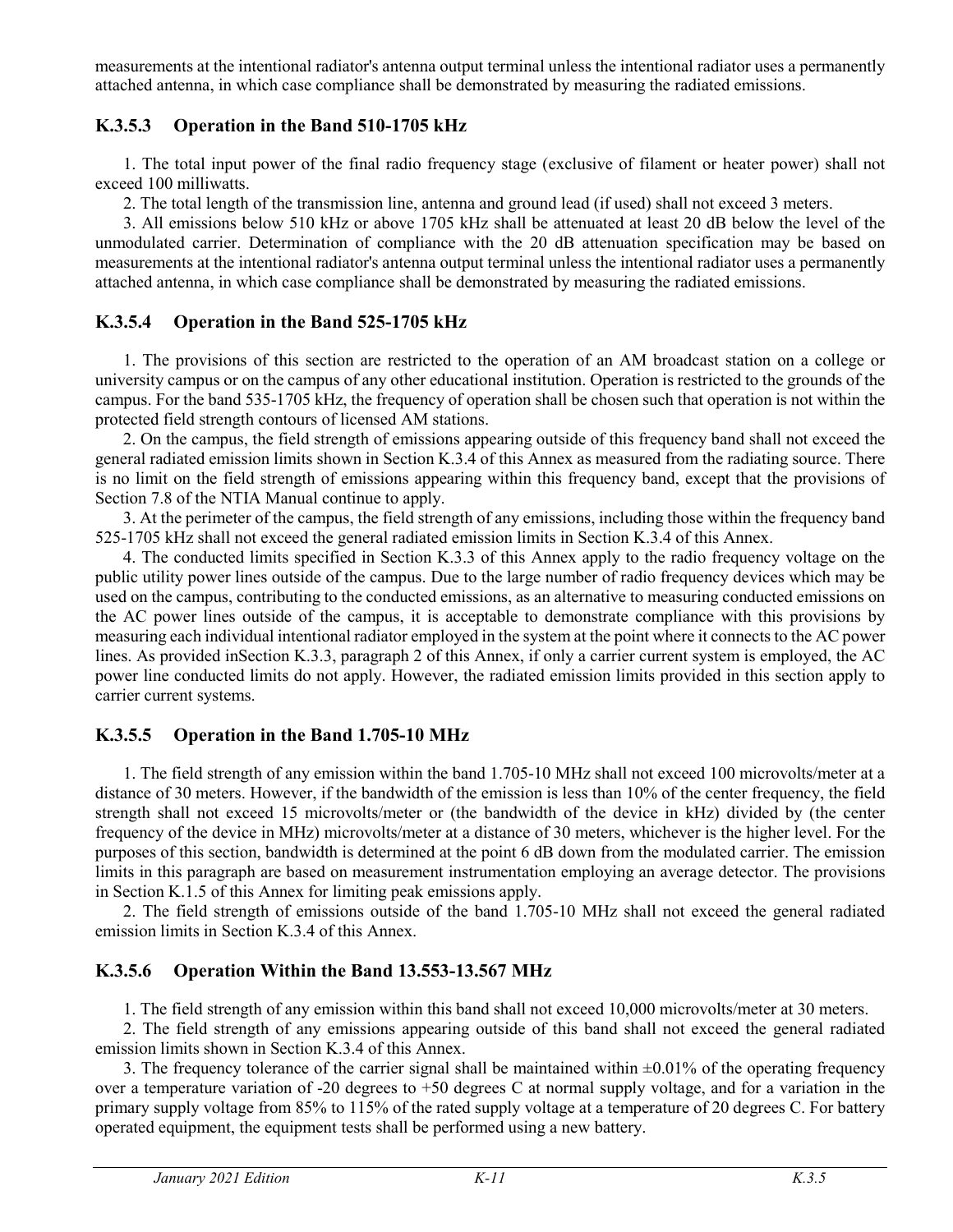measurements at the intentional radiator's antenna output terminal unless the intentional radiator uses a permanently attached antenna, in which case compliance shall be demonstrated by measuring the radiated emissions.

### K.3.5.3 Operation in the Band 510-1705 kHz

1. The total input power of the final radio frequency stage (exclusive of filament or heater power) shall not exceed 100 milliwatts.

2. The total length of the transmission line, antenna and ground lead (if used) shall not exceed 3 meters.

3. All emissions below 510 kHz or above 1705 kHz shall be attenuated at least 20 dB below the level of the unmodulated carrier. Determination of compliance with the 20 dB attenuation specification may be based on measurements at the intentional radiator's antenna output terminal unless the intentional radiator uses a permanently attached antenna, in which case compliance shall be demonstrated by measuring the radiated emissions.

### K.3.5.4 Operation in the Band 525-1705 kHz

1. The provisions of this section are restricted to the operation of an AM broadcast station on a college or university campus or on the campus of any other educational institution. Operation is restricted to the grounds of the campus. For the band 535-1705 kHz, the frequency of operation shall be chosen such that operation is not within the protected field strength contours of licensed AM stations.

2. On the campus, the field strength of emissions appearing outside of this frequency band shall not exceed the general radiated emission limits shown in Section K.3.4 of this Annex as measured from the radiating source. There is no limit on the field strength of emissions appearing within this frequency band, except that the provisions of Section 7.8 of the NTIA Manual continue to apply.

3. At the perimeter of the campus, the field strength of any emissions, including those within the frequency band 525-1705 kHz shall not exceed the general radiated emission limits in Section K.3.4 of this Annex.

4. The conducted limits specified in Section K.3.3 of this Annex apply to the radio frequency voltage on the public utility power lines outside of the campus. Due to the large number of radio frequency devices which may be used on the campus, contributing to the conducted emissions, as an alternative to measuring conducted emissions on the AC power lines outside of the campus, it is acceptable to demonstrate compliance with this provisions by measuring each individual intentional radiator employed in the system at the point where it connects to the AC power lines. As provided inSection K.3.3, paragraph 2 of this Annex, if only a carrier current system is employed, the AC power line conducted limits do not apply. However, the radiated emission limits provided in this section apply to carrier current systems.

### K.3.5.5 Operation in the Band 1.705-10 MHz

1. The field strength of any emission within the band 1.705-10 MHz shall not exceed 100 microvolts/meter at a distance of 30 meters. However, if the bandwidth of the emission is less than 10% of the center frequency, the field strength shall not exceed 15 microvolts/meter or (the bandwidth of the device in kHz) divided by (the center frequency of the device in MHz) microvolts/meter at a distance of 30 meters, whichever is the higher level. For the purposes of this section, bandwidth is determined at the point 6 dB down from the modulated carrier. The emission limits in this paragraph are based on measurement instrumentation employing an average detector. The provisions in Section K.1.5 of this Annex for limiting peak emissions apply.

2. The field strength of emissions outside of the band 1.705-10 MHz shall not exceed the general radiated emission limits in Section K.3.4 of this Annex.

### K.3.5.6 Operation Within the Band 13.553-13.567 MHz

1. The field strength of any emission within this band shall not exceed 10,000 microvolts/meter at 30 meters.

2. The field strength of any emissions appearing outside of this band shall not exceed the general radiated emission limits shown in Section K.3.4 of this Annex.

3. The frequency tolerance of the carrier signal shall be maintained within ±0.01% of the operating frequency over a temperature variation of -20 degrees to +50 degrees C at normal supply voltage, and for a variation in the primary supply voltage from 85% to 115% of the rated supply voltage at a temperature of 20 degrees C. For battery operated equipment, the equipment tests shall be performed using a new battery.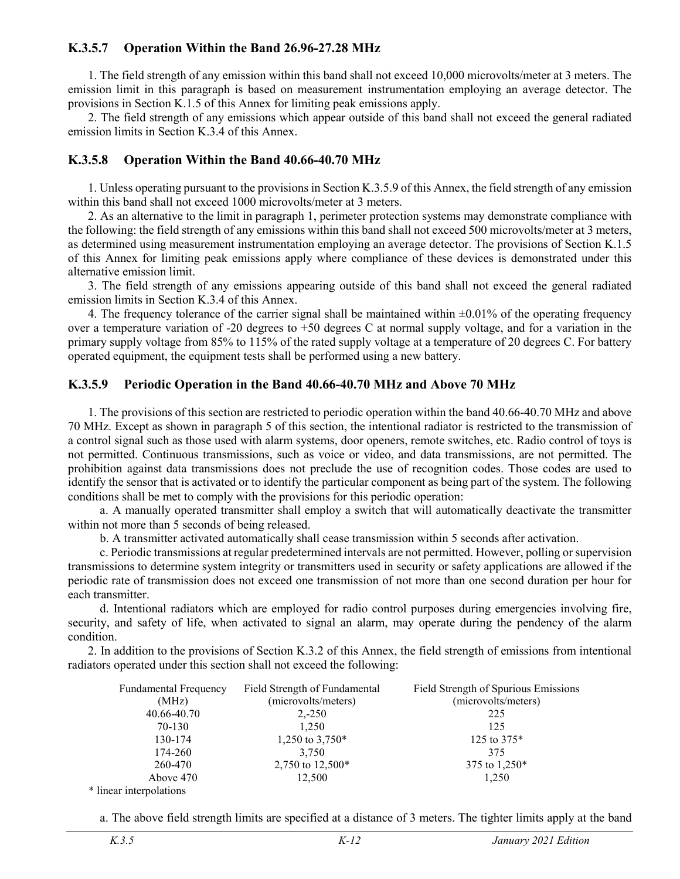### K.3.5.7 Operation Within the Band 26.96-27.28 MHz

1. The field strength of any emission within this band shall not exceed 10,000 microvolts/meter at 3 meters. The emission limit in this paragraph is based on measurement instrumentation employing an average detector. The provisions in Section K.1.5 of this Annex for limiting peak emissions apply.

2. The field strength of any emissions which appear outside of this band shall not exceed the general radiated emission limits in Section K.3.4 of this Annex.

### K.3.5.8 Operation Within the Band 40.66-40.70 MHz

1. Unless operating pursuant to the provisions in Section K.3.5.9 of this Annex, the field strength of any emission within this band shall not exceed 1000 microvolts/meter at 3 meters.

2. As an alternative to the limit in paragraph 1, perimeter protection systems may demonstrate compliance with the following: the field strength of any emissions within this band shall not exceed 500 microvolts/meter at 3 meters, as determined using measurement instrumentation employing an average detector. The provisions of Section K.1.5 of this Annex for limiting peak emissions apply where compliance of these devices is demonstrated under this alternative emission limit.

3. The field strength of any emissions appearing outside of this band shall not exceed the general radiated emission limits in Section K.3.4 of this Annex.

4. The frequency tolerance of the carrier signal shall be maintained within ±0.01% of the operating frequency over a temperature variation of -20 degrees to +50 degrees C at normal supply voltage, and for a variation in the primary supply voltage from 85% to 115% of the rated supply voltage at a temperature of 20 degrees C. For battery operated equipment, the equipment tests shall be performed using a new battery.

### K.3.5.9 Periodic Operation in the Band 40.66-40.70 MHz and Above 70 MHz

1. The provisions of this section are restricted to periodic operation within the band 40.66-40.70 MHz and above 70 MHz. Except as shown in paragraph 5 of this section, the intentional radiator is restricted to the transmission of a control signal such as those used with alarm systems, door openers, remote switches, etc. Radio control of toys is not permitted. Continuous transmissions, such as voice or video, and data transmissions, are not permitted. The prohibition against data transmissions does not preclude the use of recognition codes. Those codes are used to identify the sensor that is activated or to identify the particular component as being part of the system. The following conditions shall be met to comply with the provisions for this periodic operation:

a. A manually operated transmitter shall employ a switch that will automatically deactivate the transmitter within not more than 5 seconds of being released.

b. A transmitter activated automatically shall cease transmission within 5 seconds after activation.

c. Periodic transmissions at regular predetermined intervals are not permitted. However, polling or supervision transmissions to determine system integrity or transmitters used in security or safety applications are allowed if the periodic rate of transmission does not exceed one transmission of not more than one second duration per hour for each transmitter.

d. Intentional radiators which are employed for radio control purposes during emergencies involving fire, security, and safety of life, when activated to signal an alarm, may operate during the pendency of the alarm condition.

2. In addition to the provisions of Section K.3.2 of this Annex, the field strength of emissions from intentional radiators operated under this section shall not exceed the following:

| Fundamental Frequency (MHz) | Field Strength of Fundamental (microvolts/meters) | Field Strength of Spurious Emissions (microvolts/meters) |
|---|---|---|
| 40.66-40.70 | 2,-250 | 225 |
| 70-130 | 1,250 | 125 |
| 130-174 | 1,250 to 3,750* | 125 to 375* |
| 174-260 | 3,750 | 375 |
| 260-470 | 2,750 to 12,500* | 375 to 1,250* |
| Above 470 | 12,500 | 1,250 |

\* linear interpolations

a. The above field strength limits are specified at a distance of 3 meters. The tighter limits apply at the band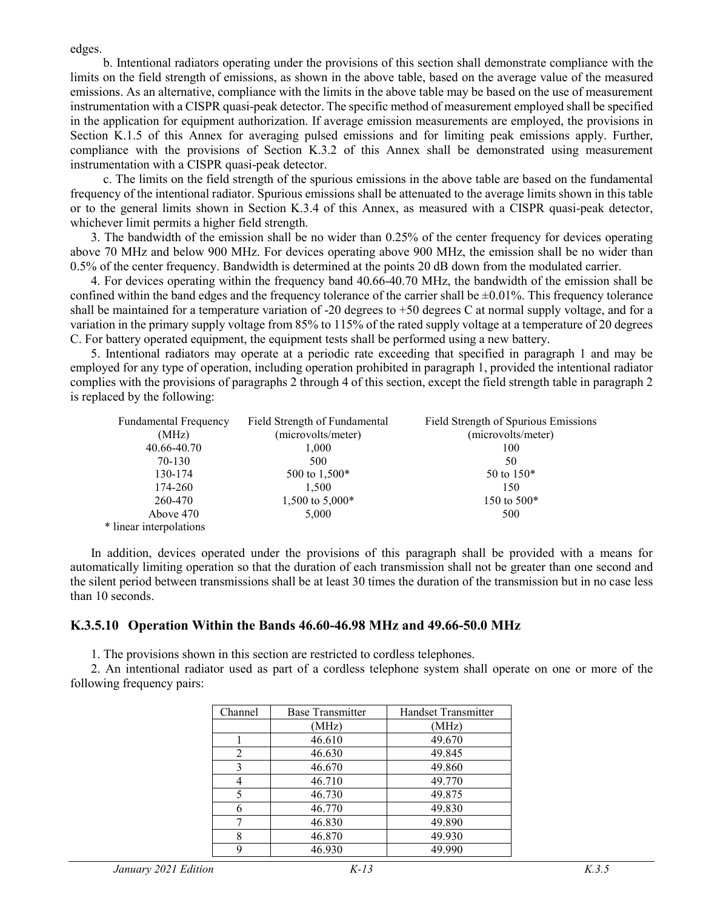edges.

b. Intentional radiators operating under the provisions of this section shall demonstrate compliance with the limits on the field strength of emissions, as shown in the above table, based on the average value of the measured emissions. As an alternative, compliance with the limits in the above table may be based on the use of measurement instrumentation with a CISPR quasi-peak detector. The specific method of measurement employed shall be specified in the application for equipment authorization. If average emission measurements are employed, the provisions in Section K.1.5 of this Annex for averaging pulsed emissions and for limiting peak emissions apply. Further, compliance with the provisions of Section K.3.2 of this Annex shall be demonstrated using measurement instrumentation with a CISPR quasi-peak detector.

c. The limits on the field strength of the spurious emissions in the above table are based on the fundamental frequency of the intentional radiator. Spurious emissions shall be attenuated to the average limits shown in this table or to the general limits shown in Section K.3.4 of this Annex, as measured with a CISPR quasi-peak detector, whichever limit permits a higher field strength.

3. The bandwidth of the emission shall be no wider than 0.25% of the center frequency for devices operating above 70 MHz and below 900 MHz. For devices operating above 900 MHz, the emission shall be no wider than 0.5% of the center frequency. Bandwidth is determined at the points 20 dB down from the modulated carrier.

4. For devices operating within the frequency band 40.66-40.70 MHz, the bandwidth of the emission shall be confined within the band edges and the frequency tolerance of the carrier shall be ±0.01%. This frequency tolerance shall be maintained for a temperature variation of -20 degrees to +50 degrees C at normal supply voltage, and for a variation in the primary supply voltage from 85% to 115% of the rated supply voltage at a temperature of 20 degrees C. For battery operated equipment, the equipment tests shall be performed using a new battery.

5. Intentional radiators may operate at a periodic rate exceeding that specified in paragraph 1 and may be employed for any type of operation, including operation prohibited in paragraph 1, provided the intentional radiator complies with the provisions of paragraphs 2 through 4 of this section, except the field strength table in paragraph 2 is replaced by the following:

| Fundamental Frequency (MHz) | Field Strength of Fundamental (microvolts/meter) | Field Strength of Spurious Emissions (microvolts/meter) |
|---|---|---|
| 40.66-40.70 | 1,000 | 100 |
| 70-130 | 500 | 50 |
| 130-174 | 500 to 1,500* | 50 to 150* |
| 174-260 | 1,500 | 150 |
| 260-470 | 1,500 to 5,000* | 150 to 500* |
| Above 470 | 5,000 | 500 |

\* linear interpolations

In addition, devices operated under the provisions of this paragraph shall be provided with a means for automatically limiting operation so that the duration of each transmission shall not be greater than one second and the silent period between transmissions shall be at least 30 times the duration of the transmission but in no case less than 10 seconds.

### K.3.5.10 Operation Within the Bands 46.60-46.98 MHz and 49.66-50.0 MHz

1. The provisions shown in this section are restricted to cordless telephones.

2. An intentional radiator used as part of a cordless telephone system shall operate on one or more of the following frequency pairs:

| Channel | Base Transmitter (MHz) | Handset Transmitter (MHz) |
|---|---|---|
| 1 | 46.610 | 49.670 |
| 2 | 46.630 | 49.845 |
| 3 | 46.670 | 49.860 |
| 4 | 46.710 | 49.770 |
| 5 | 46.730 | 49.875 |
| 6 | 46.770 | 49.830 |
| 7 | 46.830 | 49.890 |
| 8 | 46.870 | 49.930 |
| 9 | 46.930 | 49.990 |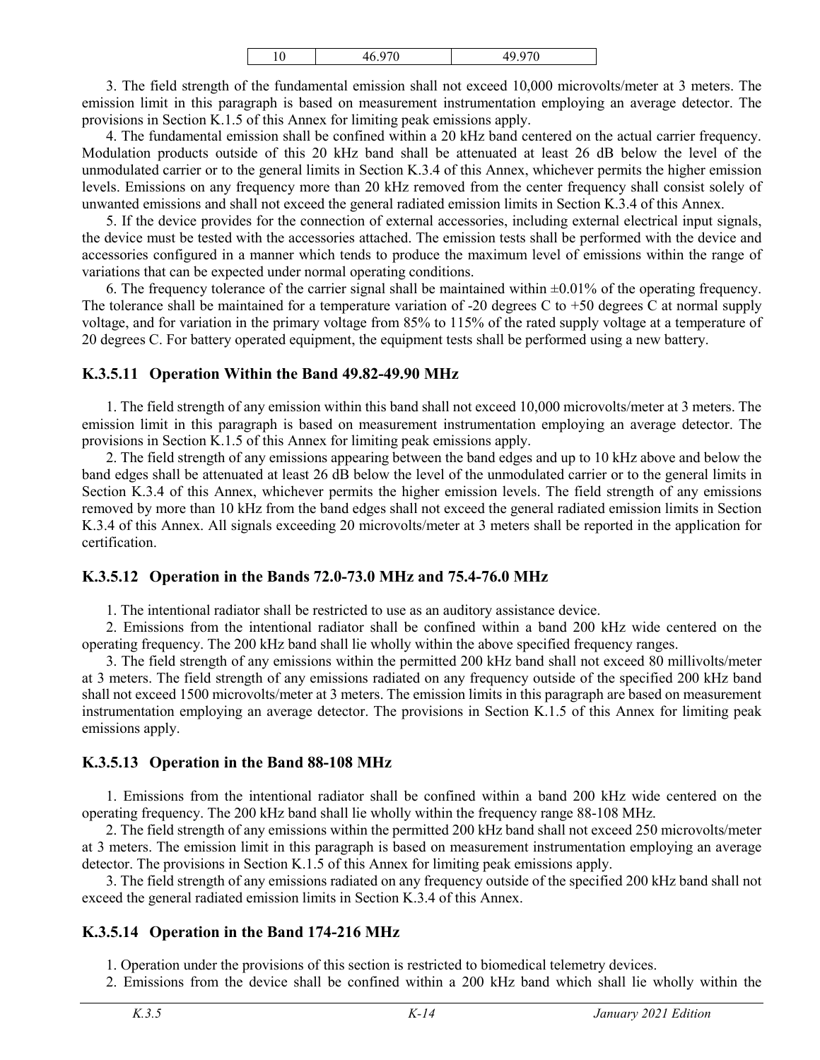| 10 | 46.970 | 49.970 |
|---|---|---|

3. The field strength of the fundamental emission shall not exceed 10,000 microvolts/meter at 3 meters. The emission limit in this paragraph is based on measurement instrumentation employing an average detector. The provisions in Section K.1.5 of this Annex for limiting peak emissions apply.

4. The fundamental emission shall be confined within a 20 kHz band centered on the actual carrier frequency. Modulation products outside of this 20 kHz band shall be attenuated at least 26 dB below the level of the unmodulated carrier or to the general limits in Section K.3.4 of this Annex, whichever permits the higher emission levels. Emissions on any frequency more than 20 kHz removed from the center frequency shall consist solely of unwanted emissions and shall not exceed the general radiated emission limits in Section K.3.4 of this Annex.

5. If the device provides for the connection of external accessories, including external electrical input signals, the device must be tested with the accessories attached. The emission tests shall be performed with the device and accessories configured in a manner which tends to produce the maximum level of emissions within the range of variations that can be expected under normal operating conditions.

6. The frequency tolerance of the carrier signal shall be maintained within ±0.01% of the operating frequency. The tolerance shall be maintained for a temperature variation of -20 degrees C to +50 degrees C at normal supply voltage, and for variation in the primary voltage from 85% to 115% of the rated supply voltage at a temperature of 20 degrees C. For battery operated equipment, the equipment tests shall be performed using a new battery.

### K.3.5.11 Operation Within the Band 49.82-49.90 MHz

1. The field strength of any emission within this band shall not exceed 10,000 microvolts/meter at 3 meters. The emission limit in this paragraph is based on measurement instrumentation employing an average detector. The provisions in Section K.1.5 of this Annex for limiting peak emissions apply.

2. The field strength of any emissions appearing between the band edges and up to 10 kHz above and below the band edges shall be attenuated at least 26 dB below the level of the unmodulated carrier or to the general limits in Section K.3.4 of this Annex, whichever permits the higher emission levels. The field strength of any emissions removed by more than 10 kHz from the band edges shall not exceed the general radiated emission limits in Section K.3.4 of this Annex. All signals exceeding 20 microvolts/meter at 3 meters shall be reported in the application for certification.

### K.3.5.12 Operation in the Bands 72.0-73.0 MHz and 75.4-76.0 MHz

1. The intentional radiator shall be restricted to use as an auditory assistance device.

2. Emissions from the intentional radiator shall be confined within a band 200 kHz wide centered on the operating frequency. The 200 kHz band shall lie wholly within the above specified frequency ranges.

3. The field strength of any emissions within the permitted 200 kHz band shall not exceed 80 millivolts/meter at 3 meters. The field strength of any emissions radiated on any frequency outside of the specified 200 kHz band shall not exceed 1500 microvolts/meter at 3 meters. The emission limits in this paragraph are based on measurement instrumentation employing an average detector. The provisions in Section K.1.5 of this Annex for limiting peak emissions apply.

### K.3.5.13 Operation in the Band 88-108 MHz

1. Emissions from the intentional radiator shall be confined within a band 200 kHz wide centered on the operating frequency. The 200 kHz band shall lie wholly within the frequency range 88-108 MHz.

2. The field strength of any emissions within the permitted 200 kHz band shall not exceed 250 microvolts/meter at 3 meters. The emission limit in this paragraph is based on measurement instrumentation employing an average detector. The provisions in Section K.1.5 of this Annex for limiting peak emissions apply.

3. The field strength of any emissions radiated on any frequency outside of the specified 200 kHz band shall not exceed the general radiated emission limits in Section K.3.4 of this Annex.

### K.3.5.14 Operation in the Band 174-216 MHz

1. Operation under the provisions of this section is restricted to biomedical telemetry devices.

2. Emissions from the device shall be confined within a 200 kHz band which shall lie wholly within the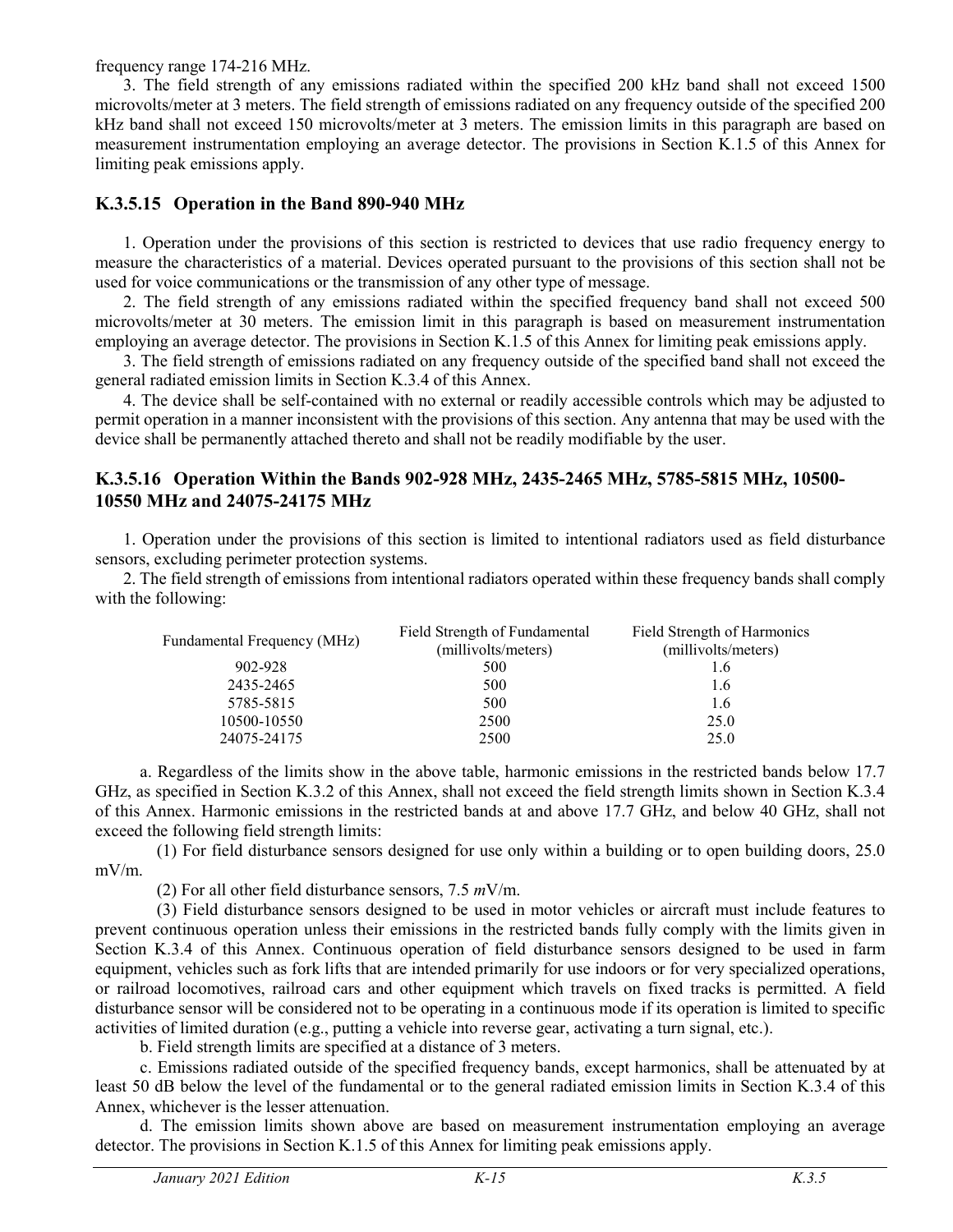frequency range 174-216 MHz.

3. The field strength of any emissions radiated within the specified 200 kHz band shall not exceed 1500 microvolts/meter at 3 meters. The field strength of emissions radiated on any frequency outside of the specified 200 kHz band shall not exceed 150 microvolts/meter at 3 meters. The emission limits in this paragraph are based on measurement instrumentation employing an average detector. The provisions in Section K.1.5 of this Annex for limiting peak emissions apply.

### K.3.5.15 Operation in the Band 890-940 MHz

1. Operation under the provisions of this section is restricted to devices that use radio frequency energy to measure the characteristics of a material. Devices operated pursuant to the provisions of this section shall not be used for voice communications or the transmission of any other type of message.

2. The field strength of any emissions radiated within the specified frequency band shall not exceed 500 microvolts/meter at 30 meters. The emission limit in this paragraph is based on measurement instrumentation employing an average detector. The provisions in Section K.1.5 of this Annex for limiting peak emissions apply.

3. The field strength of emissions radiated on any frequency outside of the specified band shall not exceed the general radiated emission limits in Section K.3.4 of this Annex.

4. The device shall be self-contained with no external or readily accessible controls which may be adjusted to permit operation in a manner inconsistent with the provisions of this section. Any antenna that may be used with the device shall be permanently attached thereto and shall not be readily modifiable by the user.

### K.3.5.16 Operation Within the Bands 902-928 MHz, 2435-2465 MHz, 5785-5815 MHz, 10500-10550 MHz and 24075-24175 MHz

1. Operation under the provisions of this section is limited to intentional radiators used as field disturbance sensors, excluding perimeter protection systems.

2. The field strength of emissions from intentional radiators operated within these frequency bands shall comply with the following:

| Fundamental Frequency (MHz) | Field Strength of Fundamental (millivolts/meters) | Field Strength of Harmonics (millivolts/meters) |
|---|---|---|
| 902-928 | 500 | 1.6 |
| 2435-2465 | 500 | 1.6 |
| 5785-5815 | 500 | 1.6 |
| 10500-10550 | 2500 | 25.0 |
| 24075-24175 | 2500 | 25.0 |

a. Regardless of the limits show in the above table, harmonic emissions in the restricted bands below 17.7 GHz, as specified in Section K.3.2 of this Annex, shall not exceed the field strength limits shown in Section K.3.4 of this Annex. Harmonic emissions in the restricted bands at and above 17.7 GHz, and below 40 GHz, shall not exceed the following field strength limits:

(1) For field disturbance sensors designed for use only within a building or to open building doors, 25.0 mV/m.

(2) For all other field disturbance sensors, 7.5 *m*V/m.

(3) Field disturbance sensors designed to be used in motor vehicles or aircraft must include features to prevent continuous operation unless their emissions in the restricted bands fully comply with the limits given in Section K.3.4 of this Annex. Continuous operation of field disturbance sensors designed to be used in farm equipment, vehicles such as fork lifts that are intended primarily for use indoors or for very specialized operations, or railroad locomotives, railroad cars and other equipment which travels on fixed tracks is permitted. A field disturbance sensor will be considered not to be operating in a continuous mode if its operation is limited to specific activities of limited duration (e.g., putting a vehicle into reverse gear, activating a turn signal, etc.).

b. Field strength limits are specified at a distance of 3 meters.

c. Emissions radiated outside of the specified frequency bands, except harmonics, shall be attenuated by at least 50 dB below the level of the fundamental or to the general radiated emission limits in Section K.3.4 of this Annex, whichever is the lesser attenuation.

d. The emission limits shown above are based on measurement instrumentation employing an average detector. The provisions in Section K.1.5 of this Annex for limiting peak emissions apply.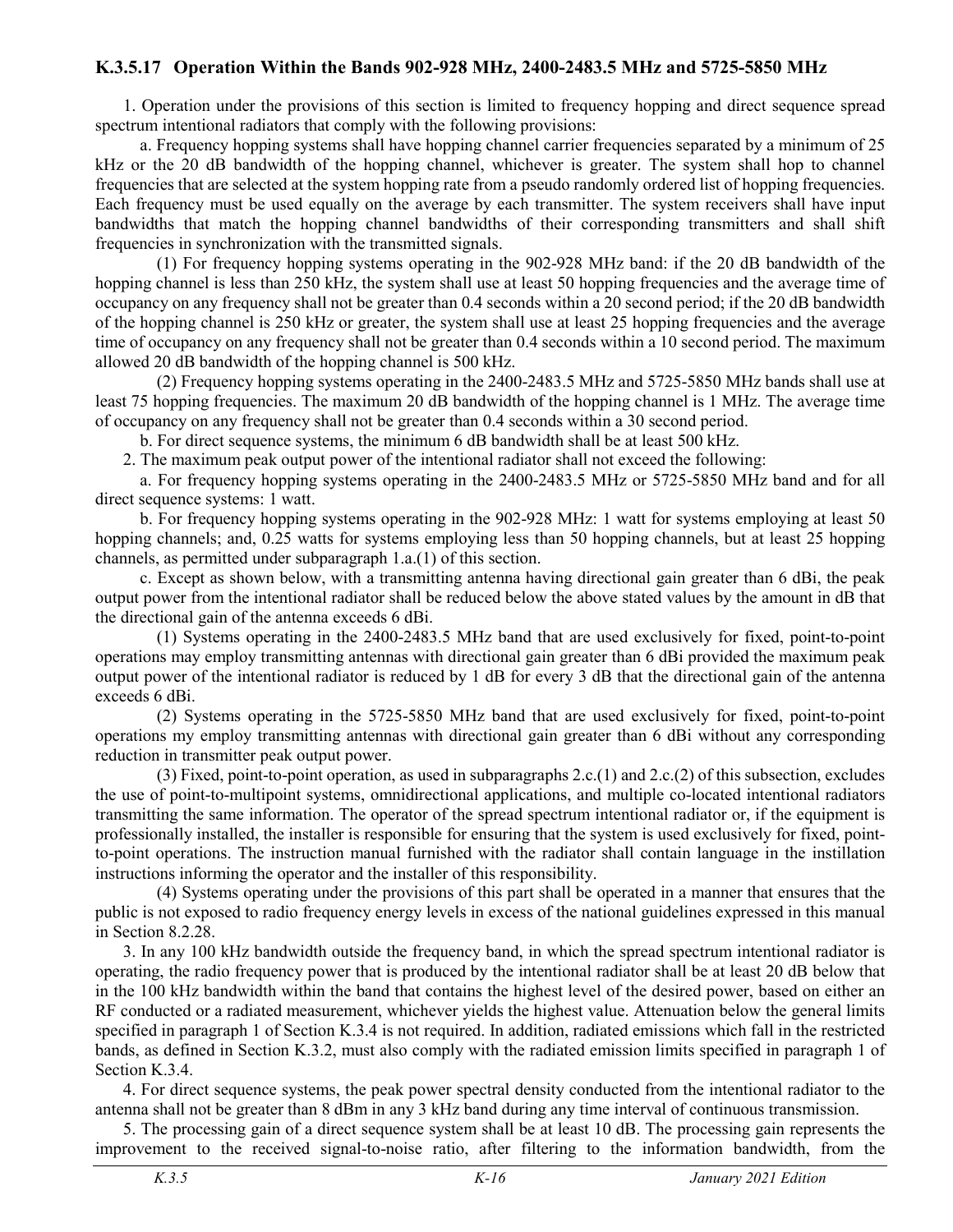### K.3.5.17 Operation Within the Bands 902-928 MHz, 2400-2483.5 MHz and 5725-5850 MHz

1. Operation under the provisions of this section is limited to frequency hopping and direct sequence spread spectrum intentional radiators that comply with the following provisions:

a. Frequency hopping systems shall have hopping channel carrier frequencies separated by a minimum of 25 kHz or the 20 dB bandwidth of the hopping channel, whichever is greater. The system shall hop to channel frequencies that are selected at the system hopping rate from a pseudo randomly ordered list of hopping frequencies. Each frequency must be used equally on the average by each transmitter. The system receivers shall have input bandwidths that match the hopping channel bandwidths of their corresponding transmitters and shall shift frequencies in synchronization with the transmitted signals.

(1) For frequency hopping systems operating in the 902-928 MHz band: if the 20 dB bandwidth of the hopping channel is less than 250 kHz, the system shall use at least 50 hopping frequencies and the average time of occupancy on any frequency shall not be greater than 0.4 seconds within a 20 second period; if the 20 dB bandwidth of the hopping channel is 250 kHz or greater, the system shall use at least 25 hopping frequencies and the average time of occupancy on any frequency shall not be greater than 0.4 seconds within a 10 second period. The maximum allowed 20 dB bandwidth of the hopping channel is 500 kHz.

(2) Frequency hopping systems operating in the 2400-2483.5 MHz and 5725-5850 MHz bands shall use at least 75 hopping frequencies. The maximum 20 dB bandwidth of the hopping channel is 1 MHz. The average time of occupancy on any frequency shall not be greater than 0.4 seconds within a 30 second period.

b. For direct sequence systems, the minimum 6 dB bandwidth shall be at least 500 kHz.

2. The maximum peak output power of the intentional radiator shall not exceed the following:

a. For frequency hopping systems operating in the 2400-2483.5 MHz or 5725-5850 MHz band and for all direct sequence systems: 1 watt.

b. For frequency hopping systems operating in the 902-928 MHz: 1 watt for systems employing at least 50 hopping channels; and, 0.25 watts for systems employing less than 50 hopping channels, but at least 25 hopping channels, as permitted under subparagraph 1.a.(1) of this section.

c. Except as shown below, with a transmitting antenna having directional gain greater than 6 dBi, the peak output power from the intentional radiator shall be reduced below the above stated values by the amount in dB that the directional gain of the antenna exceeds 6 dBi.

(1) Systems operating in the 2400-2483.5 MHz band that are used exclusively for fixed, point-to-point operations may employ transmitting antennas with directional gain greater than 6 dBi provided the maximum peak output power of the intentional radiator is reduced by 1 dB for every 3 dB that the directional gain of the antenna exceeds 6 dBi.

(2) Systems operating in the 5725-5850 MHz band that are used exclusively for fixed, point-to-point operations my employ transmitting antennas with directional gain greater than 6 dBi without any corresponding reduction in transmitter peak output power.

(3) Fixed, point-to-point operation, as used in subparagraphs 2.c.(1) and 2.c.(2) of this subsection, excludes the use of point-to-multipoint systems, omnidirectional applications, and multiple co-located intentional radiators transmitting the same information. The operator of the spread spectrum intentional radiator or, if the equipment is professionally installed, the installer is responsible for ensuring that the system is used exclusively for fixed, point-to-point operations. The instruction manual furnished with the radiator shall contain language in the instillation instructions informing the operator and the installer of this responsibility.

(4) Systems operating under the provisions of this part shall be operated in a manner that ensures that the public is not exposed to radio frequency energy levels in excess of the national guidelines expressed in this manual in Section 8.2.28.

3. In any 100 kHz bandwidth outside the frequency band, in which the spread spectrum intentional radiator is operating, the radio frequency power that is produced by the intentional radiator shall be at least 20 dB below that in the 100 kHz bandwidth within the band that contains the highest level of the desired power, based on either an RF conducted or a radiated measurement, whichever yields the highest value. Attenuation below the general limits specified in paragraph 1 of Section K.3.4 is not required. In addition, radiated emissions which fall in the restricted bands, as defined in Section K.3.2, must also comply with the radiated emission limits specified in paragraph 1 of Section K.3.4.

4. For direct sequence systems, the peak power spectral density conducted from the intentional radiator to the antenna shall not be greater than 8 dBm in any 3 kHz band during any time interval of continuous transmission.

5. The processing gain of a direct sequence system shall be at least 10 dB. The processing gain represents the improvement to the received signal-to-noise ratio, after filtering to the information bandwidth, from the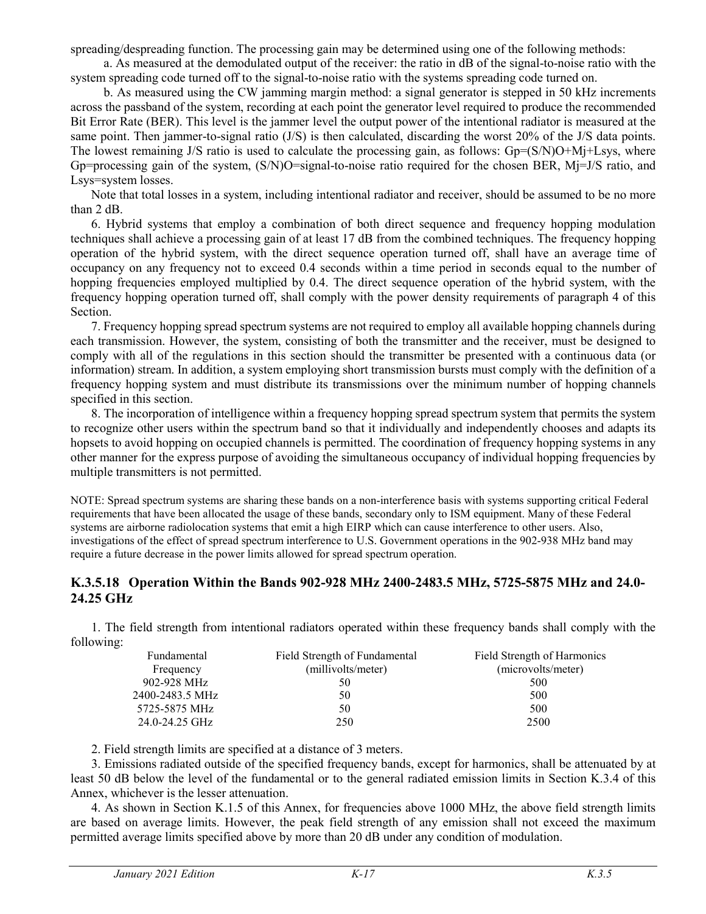spreading/despreading function. The processing gain may be determined using one of the following methods:

a. As measured at the demodulated output of the receiver: the ratio in dB of the signal-to-noise ratio with the system spreading code turned off to the signal-to-noise ratio with the systems spreading code turned on.

b. As measured using the CW jamming margin method: a signal generator is stepped in 50 kHz increments across the passband of the system, recording at each point the generator level required to produce the recommended Bit Error Rate (BER). This level is the jammer level the output power of the intentional radiator is measured at the same point. Then jammer-to-signal ratio (J/S) is then calculated, discarding the worst 20% of the J/S data points. The lowest remaining J/S ratio is used to calculate the processing gain, as follows: $G_p=(S/N)_O+M_j+L_{sys}$, where $G_p$=processing gain of the system, $(S/N)_O$=signal-to-noise ratio required for the chosen BER, $M_j$=J/S ratio, and $L_{sys}$=system losses.

Note that total losses in a system, including intentional radiator and receiver, should be assumed to be no more than 2 dB.

6. Hybrid systems that employ a combination of both direct sequence and frequency hopping modulation techniques shall achieve a processing gain of at least 17 dB from the combined techniques. The frequency hopping operation of the hybrid system, with the direct sequence operation turned off, shall have an average time of occupancy on any frequency not to exceed 0.4 seconds within a time period in seconds equal to the number of hopping frequencies employed multiplied by 0.4. The direct sequence operation of the hybrid system, with the frequency hopping operation turned off, shall comply with the power density requirements of paragraph 4 of this Section.

7. Frequency hopping spread spectrum systems are not required to employ all available hopping channels during each transmission. However, the system, consisting of both the transmitter and the receiver, must be designed to comply with all of the regulations in this section should the transmitter be presented with a continuous data (or information) stream. In addition, a system employing short transmission bursts must comply with the definition of a frequency hopping system and must distribute its transmissions over the minimum number of hopping channels specified in this section.

8. The incorporation of intelligence within a frequency hopping spread spectrum system that permits the system to recognize other users within the spectrum band so that it individually and independently chooses and adapts its hopsets to avoid hopping on occupied channels is permitted. The coordination of frequency hopping systems in any other manner for the express purpose of avoiding the simultaneous occupancy of individual hopping frequencies by multiple transmitters is not permitted.

NOTE: Spread spectrum systems are sharing these bands on a non-interference basis with systems supporting critical Federal requirements that have been allocated the usage of these bands, secondary only to ISM equipment. Many of these Federal systems are airborne radiolocation systems that emit a high EIRP which can cause interference to other users. Also, investigations of the effect of spread spectrum interference to U.S. Government operations in the 902-938 MHz band may require a future decrease in the power limits allowed for spread spectrum operation.

## K.3.5.18 Operation Within the Bands 902-928 MHz 2400-2483.5 MHz, 5725-5875 MHz and 24.0-24.25 GHz

1. The field strength from intentional radiators operated within these frequency bands shall comply with the following:

| Fundamental Frequency | Field Strength of Fundamental (millivolts/meter) | Field Strength of Harmonics (microvolts/meter) |
|---|---|---|
| 902-928 MHz | 50 | 500 |
| 2400-2483.5 MHz | 50 | 500 |
| 5725-5875 MHz | 50 | 500 |
| 24.0-24.25 GHz | 250 | 2500 |

2. Field strength limits are specified at a distance of 3 meters.

3. Emissions radiated outside of the specified frequency bands, except for harmonics, shall be attenuated by at least 50 dB below the level of the fundamental or to the general radiated emission limits in Section K.3.4 of this Annex, whichever is the lesser attenuation.

4. As shown in Section K.1.5 of this Annex, for frequencies above 1000 MHz, the above field strength limits are based on average limits. However, the peak field strength of any emission shall not exceed the maximum permitted average limits specified above by more than 20 dB under any condition of modulation.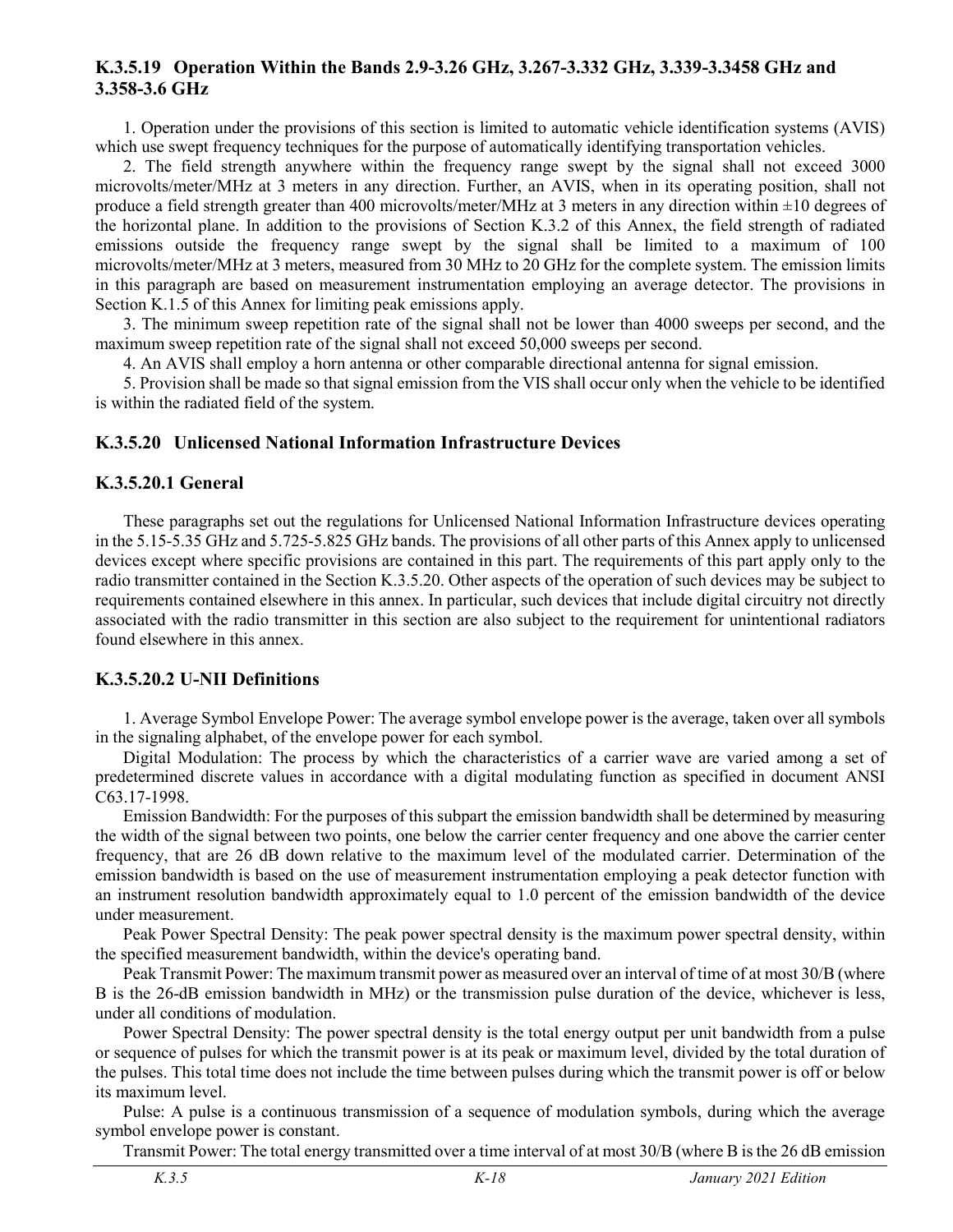### K.3.5.19 Operation Within the Bands 2.9-3.26 GHz, 3.267-3.332 GHz, 3.339-3.3458 GHz and 3.358-3.6 GHz

1. Operation under the provisions of this section is limited to automatic vehicle identification systems (AVIS) which use swept frequency techniques for the purpose of automatically identifying transportation vehicles.

2. The field strength anywhere within the frequency range swept by the signal shall not exceed 3000 microvolts/meter/MHz at 3 meters in any direction. Further, an AVIS, when in its operating position, shall not produce a field strength greater than 400 microvolts/meter/MHz at 3 meters in any direction within ±10 degrees of the horizontal plane. In addition to the provisions of Section K.3.2 of this Annex, the field strength of radiated emissions outside the frequency range swept by the signal shall be limited to a maximum of 100 microvolts/meter/MHz at 3 meters, measured from 30 MHz to 20 GHz for the complete system. The emission limits in this paragraph are based on measurement instrumentation employing an average detector. The provisions in Section K.1.5 of this Annex for limiting peak emissions apply.

3. The minimum sweep repetition rate of the signal shall not be lower than 4000 sweeps per second, and the maximum sweep repetition rate of the signal shall not exceed 50,000 sweeps per second.

4. An AVIS shall employ a horn antenna or other comparable directional antenna for signal emission.

5. Provision shall be made so that signal emission from the VIS shall occur only when the vehicle to be identified is within the radiated field of the system.

### K.3.5.20 Unlicensed National Information Infrastructure Devices

#### K.3.5.20.1 General

These paragraphs set out the regulations for Unlicensed National Information Infrastructure devices operating in the 5.15-5.35 GHz and 5.725-5.825 GHz bands. The provisions of all other parts of this Annex apply to unlicensed devices except where specific provisions are contained in this part. The requirements of this part apply only to the radio transmitter contained in the Section K.3.5.20. Other aspects of the operation of such devices may be subject to requirements contained elsewhere in this annex. In particular, such devices that include digital circuitry not directly associated with the radio transmitter in this section are also subject to the requirement for unintentional radiators found elsewhere in this annex.

#### K.3.5.20.2 U-NII Definitions

1. Average Symbol Envelope Power: The average symbol envelope power is the average, taken over all symbols in the signaling alphabet, of the envelope power for each symbol.

Digital Modulation: The process by which the characteristics of a carrier wave are varied among a set of predetermined discrete values in accordance with a digital modulating function as specified in document ANSI C63.17-1998.

Emission Bandwidth: For the purposes of this subpart the emission bandwidth shall be determined by measuring the width of the signal between two points, one below the carrier center frequency and one above the carrier center frequency, that are 26 dB down relative to the maximum level of the modulated carrier. Determination of the emission bandwidth is based on the use of measurement instrumentation employing a peak detector function with an instrument resolution bandwidth approximately equal to 1.0 percent of the emission bandwidth of the device under measurement.

Peak Power Spectral Density: The peak power spectral density is the maximum power spectral density, within the specified measurement bandwidth, within the device's operating band.

Peak Transmit Power: The maximum transmit power as measured over an interval of time of at most 30/B (where B is the 26-dB emission bandwidth in MHz) or the transmission pulse duration of the device, whichever is less, under all conditions of modulation.

Power Spectral Density: The power spectral density is the total energy output per unit bandwidth from a pulse or sequence of pulses for which the transmit power is at its peak or maximum level, divided by the total duration of the pulses. This total time does not include the time between pulses during which the transmit power is off or below its maximum level.

Pulse: A pulse is a continuous transmission of a sequence of modulation symbols, during which the average symbol envelope power is constant.

Transmit Power: The total energy transmitted over a time interval of at most 30/B (where B is the 26 dB emission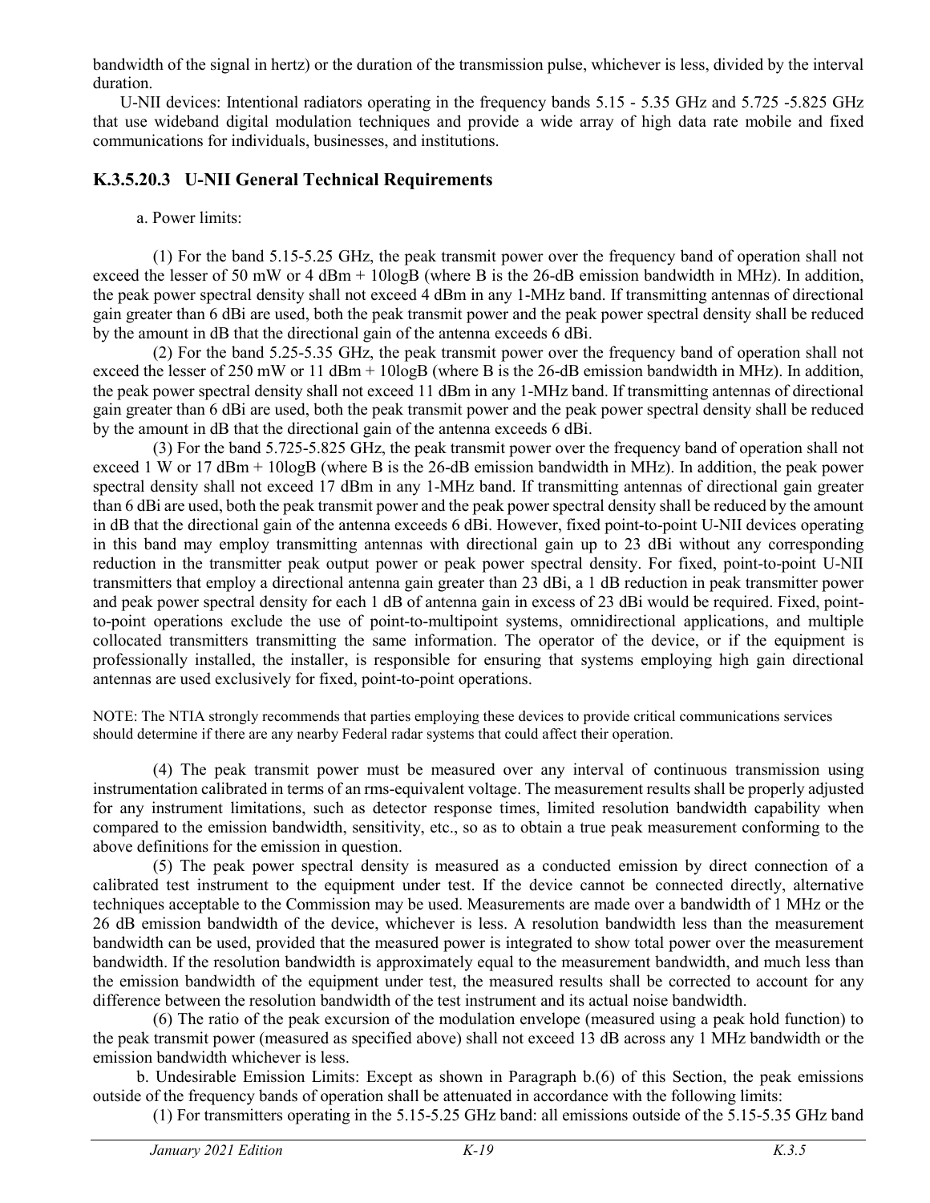bandwidth of the signal in hertz) or the duration of the transmission pulse, whichever is less, divided by the interval duration.

U-NII devices: Intentional radiators operating in the frequency bands 5.15 - 5.35 GHz and 5.725 -5.825 GHz that use wideband digital modulation techniques and provide a wide array of high data rate mobile and fixed communications for individuals, businesses, and institutions.

### K.3.5.20.3 U-NII General Technical Requirements

a. Power limits:

(1) For the band 5.15-5.25 GHz, the peak transmit power over the frequency band of operation shall not exceed the lesser of 50 mW or 4 dBm + 10logB (where B is the 26-dB emission bandwidth in MHz). In addition, the peak power spectral density shall not exceed 4 dBm in any 1-MHz band. If transmitting antennas of directional gain greater than 6 dBi are used, both the peak transmit power and the peak power spectral density shall be reduced by the amount in dB that the directional gain of the antenna exceeds 6 dBi.

(2) For the band 5.25-5.35 GHz, the peak transmit power over the frequency band of operation shall not exceed the lesser of 250 mW or 11 dBm + 10logB (where B is the 26-dB emission bandwidth in MHz). In addition, the peak power spectral density shall not exceed 11 dBm in any 1-MHz band. If transmitting antennas of directional gain greater than 6 dBi are used, both the peak transmit power and the peak power spectral density shall be reduced by the amount in dB that the directional gain of the antenna exceeds 6 dBi.

(3) For the band 5.725-5.825 GHz, the peak transmit power over the frequency band of operation shall not exceed 1 W or 17 dBm + 10logB (where B is the 26-dB emission bandwidth in MHz). In addition, the peak power spectral density shall not exceed 17 dBm in any 1-MHz band. If transmitting antennas of directional gain greater than 6 dBi are used, both the peak transmit power and the peak power spectral density shall be reduced by the amount in dB that the directional gain of the antenna exceeds 6 dBi. However, fixed point-to-point U-NII devices operating in this band may employ transmitting antennas with directional gain up to 23 dBi without any corresponding reduction in the transmitter peak output power or peak power spectral density. For fixed, point-to-point U-NII transmitters that employ a directional antenna gain greater than 23 dBi, a 1 dB reduction in peak transmitter power and peak power spectral density for each 1 dB of antenna gain in excess of 23 dBi would be required. Fixed, point-to-point operations exclude the use of point-to-multipoint systems, omnidirectional applications, and multiple collocated transmitters transmitting the same information. The operator of the device, or if the equipment is professionally installed, the installer, is responsible for ensuring that systems employing high gain directional antennas are used exclusively for fixed, point-to-point operations.

NOTE: The NTIA strongly recommends that parties employing these devices to provide critical communications services should determine if there are any nearby Federal radar systems that could affect their operation.

(4) The peak transmit power must be measured over any interval of continuous transmission using instrumentation calibrated in terms of an rms-equivalent voltage. The measurement results shall be properly adjusted for any instrument limitations, such as detector response times, limited resolution bandwidth capability when compared to the emission bandwidth, sensitivity, etc., so as to obtain a true peak measurement conforming to the above definitions for the emission in question.

(5) The peak power spectral density is measured as a conducted emission by direct connection of a calibrated test instrument to the equipment under test. If the device cannot be connected directly, alternative techniques acceptable to the Commission may be used. Measurements are made over a bandwidth of 1 MHz or the 26 dB emission bandwidth of the device, whichever is less. A resolution bandwidth less than the measurement bandwidth can be used, provided that the measured power is integrated to show total power over the measurement bandwidth. If the resolution bandwidth is approximately equal to the measurement bandwidth, and much less than the emission bandwidth of the equipment under test, the measured results shall be corrected to account for any difference between the resolution bandwidth of the test instrument and its actual noise bandwidth.

(6) The ratio of the peak excursion of the modulation envelope (measured using a peak hold function) to the peak transmit power (measured as specified above) shall not exceed 13 dB across any 1 MHz bandwidth or the emission bandwidth whichever is less.

b. Undesirable Emission Limits: Except as shown in Paragraph b.(6) of this Section, the peak emissions outside of the frequency bands of operation shall be attenuated in accordance with the following limits:

(1) For transmitters operating in the 5.15-5.25 GHz band: all emissions outside of the 5.15-5.35 GHz band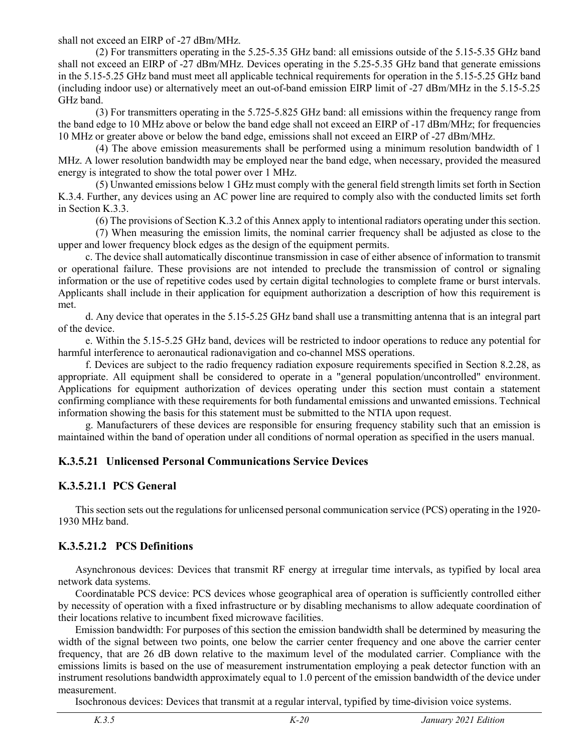shall not exceed an EIRP of -27 dBm/MHz.

(2) For transmitters operating in the 5.25-5.35 GHz band: all emissions outside of the 5.15-5.35 GHz band shall not exceed an EIRP of -27 dBm/MHz. Devices operating in the 5.25-5.35 GHz band that generate emissions in the 5.15-5.25 GHz band must meet all applicable technical requirements for operation in the 5.15-5.25 GHz band (including indoor use) or alternatively meet an out-of-band emission EIRP limit of -27 dBm/MHz in the 5.15-5.25 GHz band.

(3) For transmitters operating in the 5.725-5.825 GHz band: all emissions within the frequency range from the band edge to 10 MHz above or below the band edge shall not exceed an EIRP of -17 dBm/MHz; for frequencies 10 MHz or greater above or below the band edge, emissions shall not exceed an EIRP of -27 dBm/MHz.

(4) The above emission measurements shall be performed using a minimum resolution bandwidth of 1 MHz. A lower resolution bandwidth may be employed near the band edge, when necessary, provided the measured energy is integrated to show the total power over 1 MHz.

(5) Unwanted emissions below 1 GHz must comply with the general field strength limits set forth in Section K.3.4. Further, any devices using an AC power line are required to comply also with the conducted limits set forth in Section K.3.3.

(6) The provisions of Section K.3.2 of this Annex apply to intentional radiators operating under this section.

(7) When measuring the emission limits, the nominal carrier frequency shall be adjusted as close to the upper and lower frequency block edges as the design of the equipment permits.

c. The device shall automatically discontinue transmission in case of either absence of information to transmit or operational failure. These provisions are not intended to preclude the transmission of control or signaling information or the use of repetitive codes used by certain digital technologies to complete frame or burst intervals. Applicants shall include in their application for equipment authorization a description of how this requirement is met.

d. Any device that operates in the 5.15-5.25 GHz band shall use a transmitting antenna that is an integral part of the device.

e. Within the 5.15-5.25 GHz band, devices will be restricted to indoor operations to reduce any potential for harmful interference to aeronautical radionavigation and co-channel MSS operations.

f. Devices are subject to the radio frequency radiation exposure requirements specified in Section 8.2.28, as appropriate. All equipment shall be considered to operate in a "general population/uncontrolled" environment. Applications for equipment authorization of devices operating under this section must contain a statement confirming compliance with these requirements for both fundamental emissions and unwanted emissions. Technical information showing the basis for this statement must be submitted to the NTIA upon request.

g. Manufacturers of these devices are responsible for ensuring frequency stability such that an emission is maintained within the band of operation under all conditions of normal operation as specified in the users manual.

### K.3.5.21 Unlicensed Personal Communications Service Devices

### K.3.5.21.1 PCS General

This section sets out the regulations for unlicensed personal communication service (PCS) operating in the 1920-1930 MHz band.

### K.3.5.21.2 PCS Definitions

Asynchronous devices: Devices that transmit RF energy at irregular time intervals, as typified by local area network data systems.

Coordinatable PCS device: PCS devices whose geographical area of operation is sufficiently controlled either by necessity of operation with a fixed infrastructure or by disabling mechanisms to allow adequate coordination of their locations relative to incumbent fixed microwave facilities.

Emission bandwidth: For purposes of this section the emission bandwidth shall be determined by measuring the width of the signal between two points, one below the carrier center frequency and one above the carrier center frequency, that are 26 dB down relative to the maximum level of the modulated carrier. Compliance with the emissions limits is based on the use of measurement instrumentation employing a peak detector function with an instrument resolutions bandwidth approximately equal to 1.0 percent of the emission bandwidth of the device under measurement.

Isochronous devices: Devices that transmit at a regular interval, typified by time-division voice systems.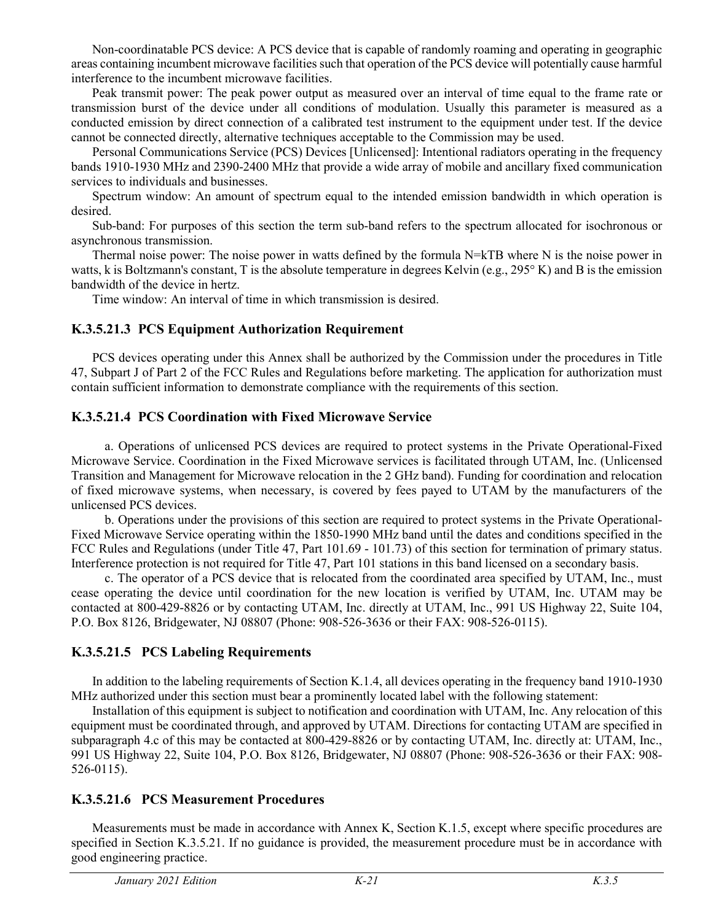Non-coordinatable PCS device: A PCS device that is capable of randomly roaming and operating in geographic areas containing incumbent microwave facilities such that operation of the PCS device will potentially cause harmful interference to the incumbent microwave facilities.

Peak transmit power: The peak power output as measured over an interval of time equal to the frame rate or transmission burst of the device under all conditions of modulation. Usually this parameter is measured as a conducted emission by direct connection of a calibrated test instrument to the equipment under test. If the device cannot be connected directly, alternative techniques acceptable to the Commission may be used.

Personal Communications Service (PCS) Devices [Unlicensed]: Intentional radiators operating in the frequency bands 1910-1930 MHz and 2390-2400 MHz that provide a wide array of mobile and ancillary fixed communication services to individuals and businesses.

Spectrum window: An amount of spectrum equal to the intended emission bandwidth in which operation is desired.

Sub-band: For purposes of this section the term sub-band refers to the spectrum allocated for isochronous or asynchronous transmission.

Thermal noise power: The noise power in watts defined by the formula $N=kTB$ where N is the noise power in watts, k is Boltzmann's constant, T is the absolute temperature in degrees Kelvin (e.g., 295° K) and B is the emission bandwidth of the device in hertz.

Time window: An interval of time in which transmission is desired.

### K.3.5.21.3 PCS Equipment Authorization Requirement

PCS devices operating under this Annex shall be authorized by the Commission under the procedures in Title 47, Subpart J of Part 2 of the FCC Rules and Regulations before marketing. The application for authorization must contain sufficient information to demonstrate compliance with the requirements of this section.

### K.3.5.21.4 PCS Coordination with Fixed Microwave Service

a. Operations of unlicensed PCS devices are required to protect systems in the Private Operational-Fixed Microwave Service. Coordination in the Fixed Microwave services is facilitated through UTAM, Inc. (Unlicensed Transition and Management for Microwave relocation in the 2 GHz band). Funding for coordination and relocation of fixed microwave systems, when necessary, is covered by fees payed to UTAM by the manufacturers of the unlicensed PCS devices.

b. Operations under the provisions of this section are required to protect systems in the Private Operational-Fixed Microwave Service operating within the 1850-1990 MHz band until the dates and conditions specified in the FCC Rules and Regulations (under Title 47, Part 101.69 - 101.73) of this section for termination of primary status. Interference protection is not required for Title 47, Part 101 stations in this band licensed on a secondary basis.

c. The operator of a PCS device that is relocated from the coordinated area specified by UTAM, Inc., must cease operating the device until coordination for the new location is verified by UTAM, Inc. UTAM may be contacted at 800-429-8826 or by contacting UTAM, Inc. directly at UTAM, Inc., 991 US Highway 22, Suite 104, P.O. Box 8126, Bridgewater, NJ 08807 (Phone: 908-526-3636 or their FAX: 908-526-0115).

### K.3.5.21.5 PCS Labeling Requirements

In addition to the labeling requirements of Section K.1.4, all devices operating in the frequency band 1910-1930 MHz authorized under this section must bear a prominently located label with the following statement:

Installation of this equipment is subject to notification and coordination with UTAM, Inc. Any relocation of this equipment must be coordinated through, and approved by UTAM. Directions for contacting UTAM are specified in subparagraph 4.c of this may be contacted at 800-429-8826 or by contacting UTAM, Inc. directly at: UTAM, Inc., 991 US Highway 22, Suite 104, P.O. Box 8126, Bridgewater, NJ 08807 (Phone: 908-526-3636 or their FAX: 908-526-0115).

### K.3.5.21.6 PCS Measurement Procedures

Measurements must be made in accordance with Annex K, Section K.1.5, except where specific procedures are specified in Section K.3.5.21. If no guidance is provided, the measurement procedure must be in accordance with good engineering practice.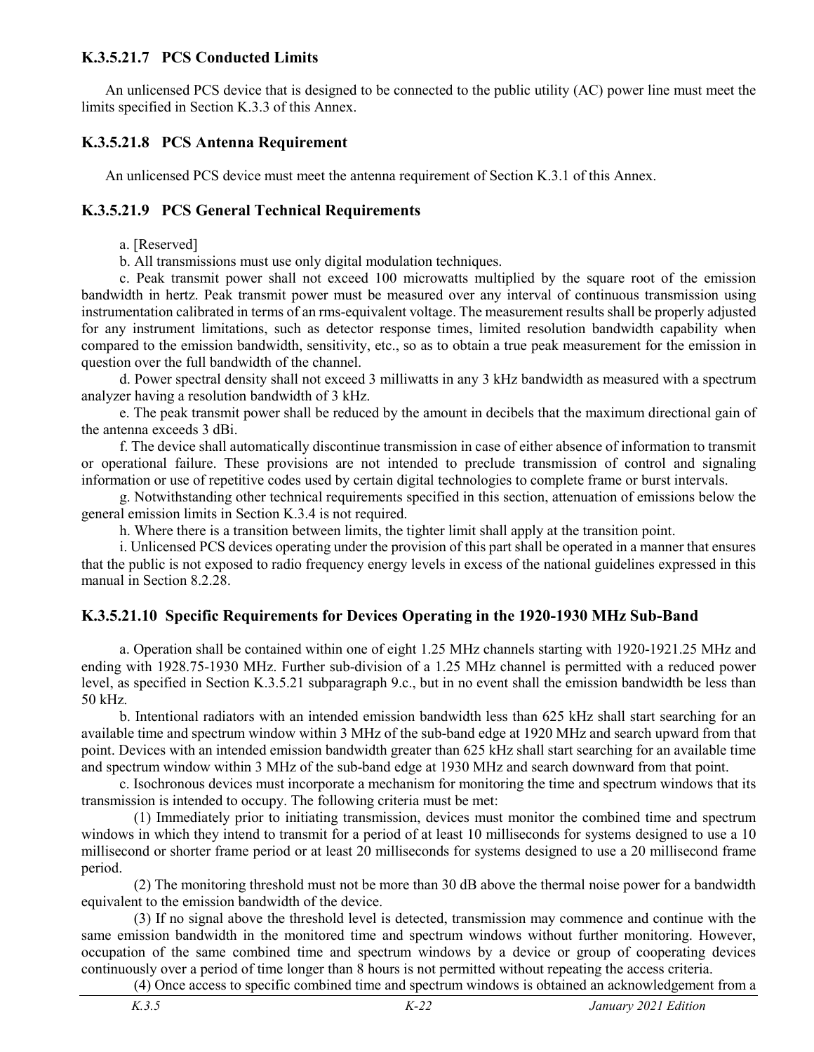### K.3.5.21.7 PCS Conducted Limits

An unlicensed PCS device that is designed to be connected to the public utility (AC) power line must meet the limits specified in Section K.3.3 of this Annex.

### K.3.5.21.8 PCS Antenna Requirement

An unlicensed PCS device must meet the antenna requirement of Section K.3.1 of this Annex.

### K.3.5.21.9 PCS General Technical Requirements

a. [Reserved]

b. All transmissions must use only digital modulation techniques.

c. Peak transmit power shall not exceed 100 microwatts multiplied by the square root of the emission bandwidth in hertz. Peak transmit power must be measured over any interval of continuous transmission using instrumentation calibrated in terms of an rms-equivalent voltage. The measurement results shall be properly adjusted for any instrument limitations, such as detector response times, limited resolution bandwidth capability when compared to the emission bandwidth, sensitivity, etc., so as to obtain a true peak measurement for the emission in question over the full bandwidth of the channel.

d. Power spectral density shall not exceed 3 milliwatts in any 3 kHz bandwidth as measured with a spectrum analyzer having a resolution bandwidth of 3 kHz.

e. The peak transmit power shall be reduced by the amount in decibels that the maximum directional gain of the antenna exceeds 3 dBi.

f. The device shall automatically discontinue transmission in case of either absence of information to transmit or operational failure. These provisions are not intended to preclude transmission of control and signaling information or use of repetitive codes used by certain digital technologies to complete frame or burst intervals.

g. Notwithstanding other technical requirements specified in this section, attenuation of emissions below the general emission limits in Section K.3.4 is not required.

h. Where there is a transition between limits, the tighter limit shall apply at the transition point.

i. Unlicensed PCS devices operating under the provision of this part shall be operated in a manner that ensures that the public is not exposed to radio frequency energy levels in excess of the national guidelines expressed in this manual in Section 8.2.28.

### K.3.5.21.10 Specific Requirements for Devices Operating in the 1920-1930 MHz Sub-Band

a. Operation shall be contained within one of eight 1.25 MHz channels starting with 1920-1921.25 MHz and ending with 1928.75-1930 MHz. Further sub-division of a 1.25 MHz channel is permitted with a reduced power level, as specified in Section K.3.5.21 subparagraph 9.c., but in no event shall the emission bandwidth be less than 50 kHz.

b. Intentional radiators with an intended emission bandwidth less than 625 kHz shall start searching for an available time and spectrum window within 3 MHz of the sub-band edge at 1920 MHz and search upward from that point. Devices with an intended emission bandwidth greater than 625 kHz shall start searching for an available time and spectrum window within 3 MHz of the sub-band edge at 1930 MHz and search downward from that point.

c. Isochronous devices must incorporate a mechanism for monitoring the time and spectrum windows that its transmission is intended to occupy. The following criteria must be met:

(1) Immediately prior to initiating transmission, devices must monitor the combined time and spectrum windows in which they intend to transmit for a period of at least 10 milliseconds for systems designed to use a 10 millisecond or shorter frame period or at least 20 milliseconds for systems designed to use a 20 millisecond frame period.

(2) The monitoring threshold must not be more than 30 dB above the thermal noise power for a bandwidth equivalent to the emission bandwidth of the device.

(3) If no signal above the threshold level is detected, transmission may commence and continue with the same emission bandwidth in the monitored time and spectrum windows without further monitoring. However, occupation of the same combined time and spectrum windows by a device or group of cooperating devices continuously over a period of time longer than 8 hours is not permitted without repeating the access criteria.

(4) Once access to specific combined time and spectrum windows is obtained an acknowledgement from a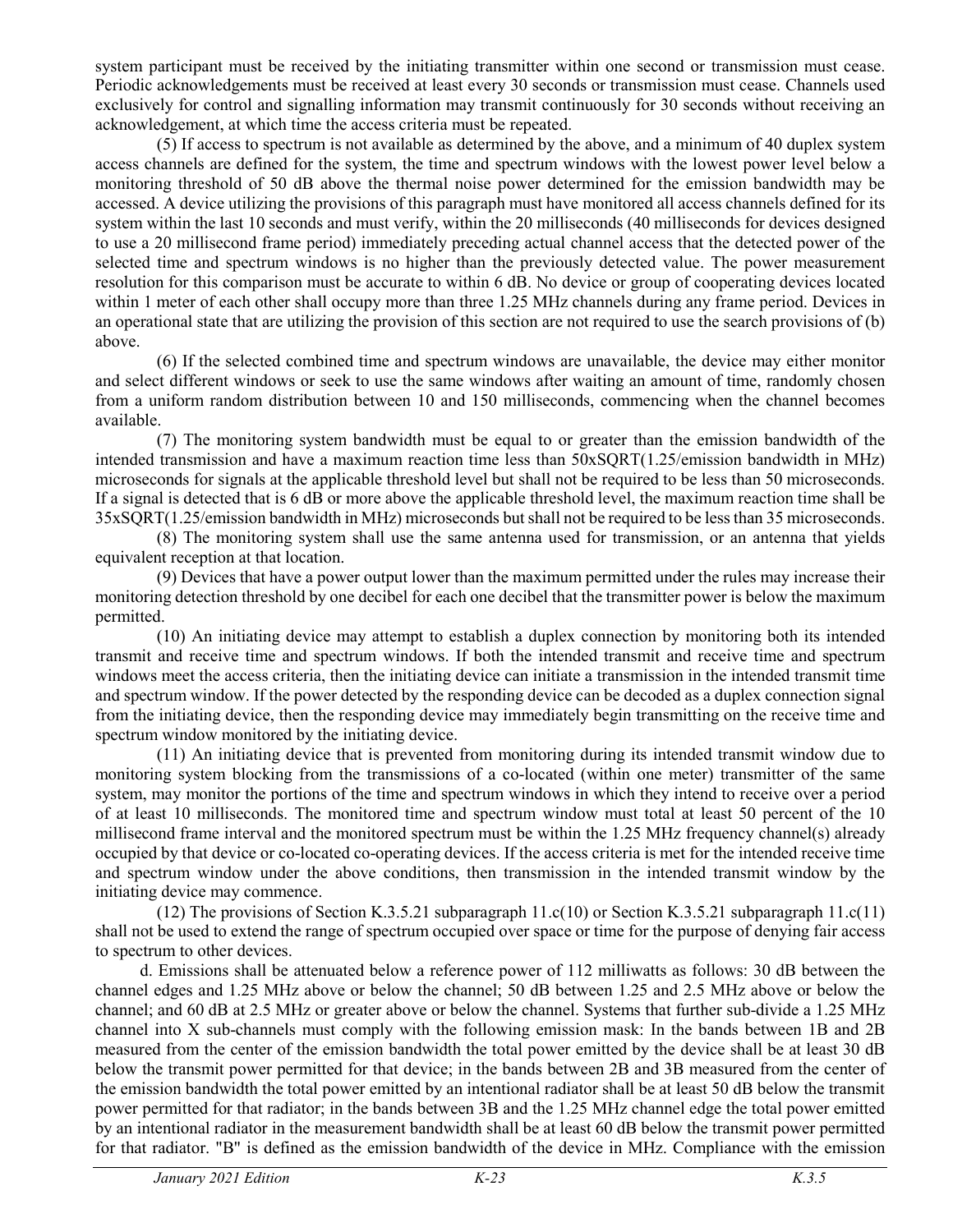system participant must be received by the initiating transmitter within one second or transmission must cease. Periodic acknowledgements must be received at least every 30 seconds or transmission must cease. Channels used exclusively for control and signalling information may transmit continuously for 30 seconds without receiving an acknowledgement, at which time the access criteria must be repeated.

(5) If access to spectrum is not available as determined by the above, and a minimum of 40 duplex system access channels are defined for the system, the time and spectrum windows with the lowest power level below a monitoring threshold of 50 dB above the thermal noise power determined for the emission bandwidth may be accessed. A device utilizing the provisions of this paragraph must have monitored all access channels defined for its system within the last 10 seconds and must verify, within the 20 milliseconds (40 milliseconds for devices designed to use a 20 millisecond frame period) immediately preceding actual channel access that the detected power of the selected time and spectrum windows is no higher than the previously detected value. The power measurement resolution for this comparison must be accurate to within 6 dB. No device or group of cooperating devices located within 1 meter of each other shall occupy more than three 1.25 MHz channels during any frame period. Devices in an operational state that are utilizing the provision of this section are not required to use the search provisions of (b) above.

(6) If the selected combined time and spectrum windows are unavailable, the device may either monitor and select different windows or seek to use the same windows after waiting an amount of time, randomly chosen from a uniform random distribution between 10 and 150 milliseconds, commencing when the channel becomes available.

(7) The monitoring system bandwidth must be equal to or greater than the emission bandwidth of the intended transmission and have a maximum reaction time less than 50xSQRT(1.25/emission bandwidth in MHz) microseconds for signals at the applicable threshold level but shall not be required to be less than 50 microseconds. If a signal is detected that is 6 dB or more above the applicable threshold level, the maximum reaction time shall be 35xSQRT(1.25/emission bandwidth in MHz) microseconds but shall not be required to be less than 35 microseconds.

(8) The monitoring system shall use the same antenna used for transmission, or an antenna that yields equivalent reception at that location.

(9) Devices that have a power output lower than the maximum permitted under the rules may increase their monitoring detection threshold by one decibel for each one decibel that the transmitter power is below the maximum permitted.

(10) An initiating device may attempt to establish a duplex connection by monitoring both its intended transmit and receive time and spectrum windows. If both the intended transmit and receive time and spectrum windows meet the access criteria, then the initiating device can initiate a transmission in the intended transmit time and spectrum window. If the power detected by the responding device can be decoded as a duplex connection signal from the initiating device, then the responding device may immediately begin transmitting on the receive time and spectrum window monitored by the initiating device.

(11) An initiating device that is prevented from monitoring during its intended transmit window due to monitoring system blocking from the transmissions of a co-located (within one meter) transmitter of the same system, may monitor the portions of the time and spectrum windows in which they intend to receive over a period of at least 10 milliseconds. The monitored time and spectrum window must total at least 50 percent of the 10 millisecond frame interval and the monitored spectrum must be within the 1.25 MHz frequency channel(s) already occupied by that device or co-located co-operating devices. If the access criteria is met for the intended receive time and spectrum window under the above conditions, then transmission in the intended transmit window by the initiating device may commence.

(12) The provisions of Section K.3.5.21 subparagraph 11.c(10) or Section K.3.5.21 subparagraph 11.c(11) shall not be used to extend the range of spectrum occupied over space or time for the purpose of denying fair access to spectrum to other devices.

d. Emissions shall be attenuated below a reference power of 112 milliwatts as follows: 30 dB between the channel edges and 1.25 MHz above or below the channel; 50 dB between 1.25 and 2.5 MHz above or below the channel; and 60 dB at 2.5 MHz or greater above or below the channel. Systems that further sub-divide a 1.25 MHz channel into X sub-channels must comply with the following emission mask: In the bands between 1B and 2B measured from the center of the emission bandwidth the total power emitted by the device shall be at least 30 dB below the transmit power permitted for that device; in the bands between 2B and 3B measured from the center of the emission bandwidth the total power emitted by an intentional radiator shall be at least 50 dB below the transmit power permitted for that radiator; in the bands between 3B and the 1.25 MHz channel edge the total power emitted by an intentional radiator in the measurement bandwidth shall be at least 60 dB below the transmit power permitted for that radiator. "B" is defined as the emission bandwidth of the device in MHz. Compliance with the emission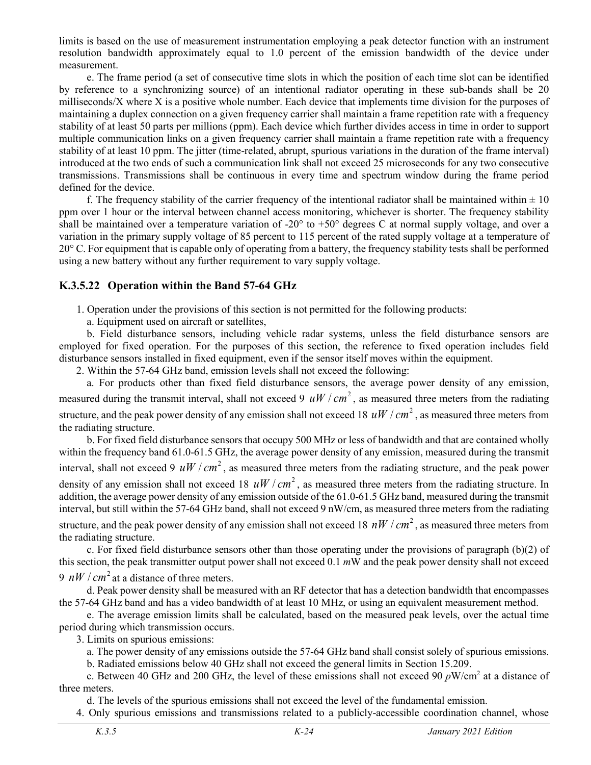limits is based on the use of measurement instrumentation employing a peak detector function with an instrument resolution bandwidth approximately equal to 1.0 percent of the emission bandwidth of the device under measurement.

e. The frame period (a set of consecutive time slots in which the position of each time slot can be identified by reference to a synchronizing source) of an intentional radiator operating in these sub-bands shall be 20 milliseconds/X where X is a positive whole number. Each device that implements time division for the purposes of maintaining a duplex connection on a given frequency carrier shall maintain a frame repetition rate with a frequency stability of at least 50 parts per millions (ppm). Each device which further divides access in time in order to support multiple communication links on a given frequency carrier shall maintain a frame repetition rate with a frequency stability of at least 10 ppm. The jitter (time-related, abrupt, spurious variations in the duration of the frame interval) introduced at the two ends of such a communication link shall not exceed 25 microseconds for any two consecutive transmissions. Transmissions shall be continuous in every time and spectrum window during the frame period defined for the device.

f. The frequency stability of the carrier frequency of the intentional radiator shall be maintained within ± 10 ppm over 1 hour or the interval between channel access monitoring, whichever is shorter. The frequency stability shall be maintained over a temperature variation of -20° to +50° degrees C at normal supply voltage, and over a variation in the primary supply voltage of 85 percent to 115 percent of the rated supply voltage at a temperature of 20° C. For equipment that is capable only of operating from a battery, the frequency stability tests shall be performed using a new battery without any further requirement to vary supply voltage.

### K.3.5.22 Operation within the Band 57-64 GHz

1. Operation under the provisions of this section is not permitted for the following products:

a. Equipment used on aircraft or satellites,

b. Field disturbance sensors, including vehicle radar systems, unless the field disturbance sensors are employed for fixed operation. For the purposes of this section, the reference to fixed operation includes field disturbance sensors installed in fixed equipment, even if the sensor itself moves within the equipment.

2. Within the 57-64 GHz band, emission levels shall not exceed the following:

a. For products other than fixed field disturbance sensors, the average power density of any emission, measured during the transmit interval, shall not exceed 9 $uW/cm^2$, as measured three meters from the radiating structure, and the peak power density of any emission shall not exceed 18 $uW/cm^2$, as measured three meters from the radiating structure.

b. For fixed field disturbance sensors that occupy 500 MHz or less of bandwidth and that are contained wholly within the frequency band 61.0-61.5 GHz, the average power density of any emission, measured during the transmit interval, shall not exceed 9 $uW/cm^2$, as measured three meters from the radiating structure, and the peak power density of any emission shall not exceed 18 $uW/cm^2$, as measured three meters from the radiating structure. In addition, the average power density of any emission outside of the 61.0-61.5 GHz band, measured during the transmit interval, but still within the 57-64 GHz band, shall not exceed 9 nW/cm, as measured three meters from the radiating structure, and the peak power density of any emission shall not exceed 18 $nW/cm^2$, as measured three meters from the radiating structure.

c. For fixed field disturbance sensors other than those operating under the provisions of paragraph (b)(2) of this section, the peak transmitter output power shall not exceed 0.1 *m*W and the peak power density shall not exceed 9 $nW/cm^2$ at a distance of three meters.

d. Peak power density shall be measured with an RF detector that has a detection bandwidth that encompasses the 57-64 GHz band and has a video bandwidth of at least 10 MHz, or using an equivalent measurement method.

e. The average emission limits shall be calculated, based on the measured peak levels, over the actual time period during which transmission occurs.

3. Limits on spurious emissions:

a. The power density of any emissions outside the 57-64 GHz band shall consist solely of spurious emissions.

b. Radiated emissions below 40 GHz shall not exceed the general limits in Section 15.209.

c. Between 40 GHz and 200 GHz, the level of these emissions shall not exceed 90 *p*W/cm$^2$ at a distance of three meters.

d. The levels of the spurious emissions shall not exceed the level of the fundamental emission.

4. Only spurious emissions and transmissions related to a publicly-accessible coordination channel, whose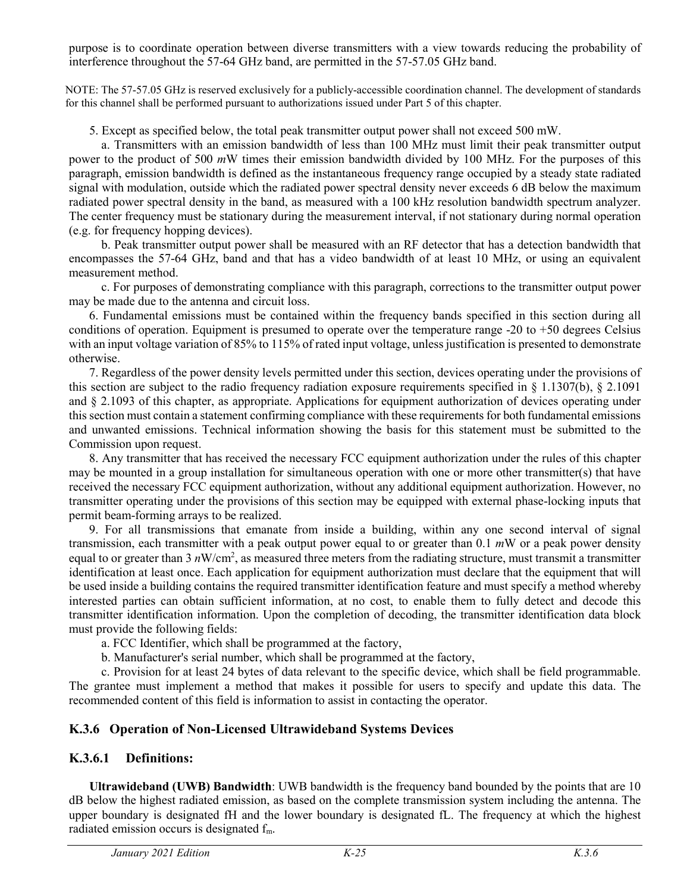purpose is to coordinate operation between diverse transmitters with a view towards reducing the probability of interference throughout the 57-64 GHz band, are permitted in the 57-57.05 GHz band.

NOTE: The 57-57.05 GHz is reserved exclusively for a publicly-accessible coordination channel. The development of standards for this channel shall be performed pursuant to authorizations issued under Part 5 of this chapter.

5. Except as specified below, the total peak transmitter output power shall not exceed 500 mW.

a. Transmitters with an emission bandwidth of less than 100 MHz must limit their peak transmitter output power to the product of 500 *m*W times their emission bandwidth divided by 100 MHz. For the purposes of this paragraph, emission bandwidth is defined as the instantaneous frequency range occupied by a steady state radiated signal with modulation, outside which the radiated power spectral density never exceeds 6 dB below the maximum radiated power spectral density in the band, as measured with a 100 kHz resolution bandwidth spectrum analyzer. The center frequency must be stationary during the measurement interval, if not stationary during normal operation (e.g. for frequency hopping devices).

b. Peak transmitter output power shall be measured with an RF detector that has a detection bandwidth that encompasses the 57-64 GHz, band and that has a video bandwidth of at least 10 MHz, or using an equivalent measurement method.

c. For purposes of demonstrating compliance with this paragraph, corrections to the transmitter output power may be made due to the antenna and circuit loss.

6. Fundamental emissions must be contained within the frequency bands specified in this section during all conditions of operation. Equipment is presumed to operate over the temperature range -20 to +50 degrees Celsius with an input voltage variation of 85% to 115% of rated input voltage, unless justification is presented to demonstrate otherwise.

7. Regardless of the power density levels permitted under this section, devices operating under the provisions of this section are subject to the radio frequency radiation exposure requirements specified in § 1.1307(b), § 2.1091 and § 2.1093 of this chapter, as appropriate. Applications for equipment authorization of devices operating under this section must contain a statement confirming compliance with these requirements for both fundamental emissions and unwanted emissions. Technical information showing the basis for this statement must be submitted to the Commission upon request.

8. Any transmitter that has received the necessary FCC equipment authorization under the rules of this chapter may be mounted in a group installation for simultaneous operation with one or more other transmitter(s) that have received the necessary FCC equipment authorization, without any additional equipment authorization. However, no transmitter operating under the provisions of this section may be equipped with external phase-locking inputs that permit beam-forming arrays to be realized.

9. For all transmissions that emanate from inside a building, within any one second interval of signal transmission, each transmitter with a peak output power equal to or greater than 0.1 *m*W or a peak power density equal to or greater than 3 *n*W/cm$^2$, as measured three meters from the radiating structure, must transmit a transmitter identification at least once. Each application for equipment authorization must declare that the equipment that will be used inside a building contains the required transmitter identification feature and must specify a method whereby interested parties can obtain sufficient information, at no cost, to enable them to fully detect and decode this transmitter identification information. Upon the completion of decoding, the transmitter identification data block must provide the following fields:

a. FCC Identifier, which shall be programmed at the factory,

b. Manufacturer's serial number, which shall be programmed at the factory,

c. Provision for at least 24 bytes of data relevant to the specific device, which shall be field programmable. The grantee must implement a method that makes it possible for users to specify and update this data. The recommended content of this field is information to assist in contacting the operator.

## K.3.6 Operation of Non-Licensed Ultrawideband Systems Devices

### K.3.6.1 Definitions:

**Ultrawideband (UWB) Bandwidth**: UWB bandwidth is the frequency band bounded by the points that are 10 dB below the highest radiated emission, as based on the complete transmission system including the antenna. The upper boundary is designated fH and the lower boundary is designated fL. The frequency at which the highest radiated emission occurs is designated $f_m$.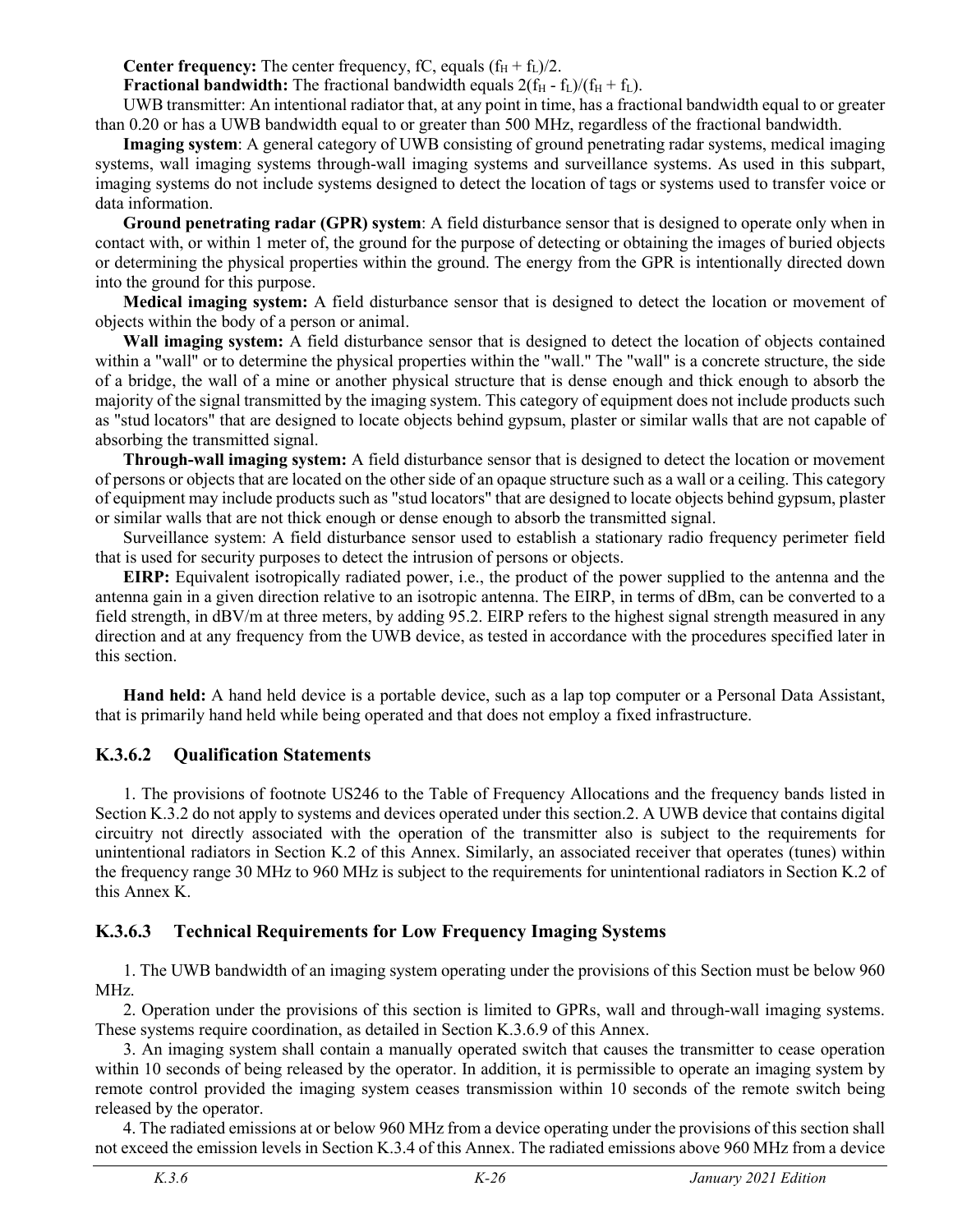**Center frequency:** The center frequency, fC, equals $(f_H + f_L)/2$.

**Fractional bandwidth:** The fractional bandwidth equals $2(f_H - f_L)/(f_H + f_L)$.

UWB transmitter: An intentional radiator that, at any point in time, has a fractional bandwidth equal to or greater than 0.20 or has a UWB bandwidth equal to or greater than 500 MHz, regardless of the fractional bandwidth.

**Imaging system**: A general category of UWB consisting of ground penetrating radar systems, medical imaging systems, wall imaging systems through-wall imaging systems and surveillance systems. As used in this subpart, imaging systems do not include systems designed to detect the location of tags or systems used to transfer voice or data information.

**Ground penetrating radar (GPR) system**: A field disturbance sensor that is designed to operate only when in contact with, or within 1 meter of, the ground for the purpose of detecting or obtaining the images of buried objects or determining the physical properties within the ground. The energy from the GPR is intentionally directed down into the ground for this purpose.

**Medical imaging system:** A field disturbance sensor that is designed to detect the location or movement of objects within the body of a person or animal.

**Wall imaging system:** A field disturbance sensor that is designed to detect the location of objects contained within a "wall" or to determine the physical properties within the "wall." The "wall" is a concrete structure, the side of a bridge, the wall of a mine or another physical structure that is dense enough and thick enough to absorb the majority of the signal transmitted by the imaging system. This category of equipment does not include products such as "stud locators" that are designed to locate objects behind gypsum, plaster or similar walls that are not capable of absorbing the transmitted signal.

**Through-wall imaging system:** A field disturbance sensor that is designed to detect the location or movement of persons or objects that are located on the other side of an opaque structure such as a wall or a ceiling. This category of equipment may include products such as "stud locators" that are designed to locate objects behind gypsum, plaster or similar walls that are not thick enough or dense enough to absorb the transmitted signal.

Surveillance system: A field disturbance sensor used to establish a stationary radio frequency perimeter field that is used for security purposes to detect the intrusion of persons or objects.

**EIRP:** Equivalent isotropically radiated power, i.e., the product of the power supplied to the antenna and the antenna gain in a given direction relative to an isotropic antenna. The EIRP, in terms of dBm, can be converted to a field strength, in dBV/m at three meters, by adding 95.2. EIRP refers to the highest signal strength measured in any direction and at any frequency from the UWB device, as tested in accordance with the procedures specified later in this section.

**Hand held:** A hand held device is a portable device, such as a lap top computer or a Personal Data Assistant, that is primarily hand held while being operated and that does not employ a fixed infrastructure.

### K.3.6.2 Qualification Statements

1. The provisions of footnote US246 to the Table of Frequency Allocations and the frequency bands listed in Section K.3.2 do not apply to systems and devices operated under this section.2. A UWB device that contains digital circuitry not directly associated with the operation of the transmitter also is subject to the requirements for unintentional radiators in Section K.2 of this Annex. Similarly, an associated receiver that operates (tunes) within the frequency range 30 MHz to 960 MHz is subject to the requirements for unintentional radiators in Section K.2 of this Annex K.

### K.3.6.3 Technical Requirements for Low Frequency Imaging Systems

1. The UWB bandwidth of an imaging system operating under the provisions of this Section must be below 960 MHz.

2. Operation under the provisions of this section is limited to GPRs, wall and through-wall imaging systems. These systems require coordination, as detailed in Section K.3.6.9 of this Annex.

3. An imaging system shall contain a manually operated switch that causes the transmitter to cease operation within 10 seconds of being released by the operator. In addition, it is permissible to operate an imaging system by remote control provided the imaging system ceases transmission within 10 seconds of the remote switch being released by the operator.

4. The radiated emissions at or below 960 MHz from a device operating under the provisions of this section shall not exceed the emission levels in Section K.3.4 of this Annex. The radiated emissions above 960 MHz from a device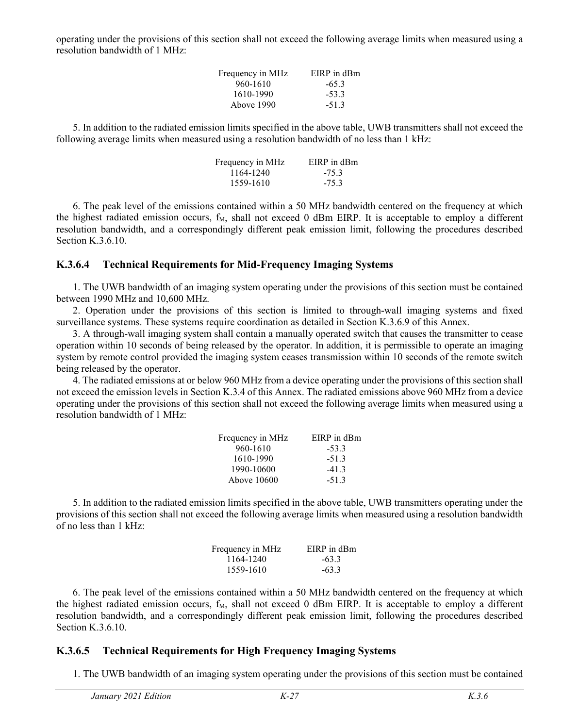operating under the provisions of this section shall not exceed the following average limits when measured using a resolution bandwidth of 1 MHz:

| Frequency in MHz | EIRP in dBm |
|---|---|
| 960-1610 | -65.3 |
| 1610-1990 | -53.3 |
| Above 1990 | -51.3 |

5. In addition to the radiated emission limits specified in the above table, UWB transmitters shall not exceed the following average limits when measured using a resolution bandwidth of no less than 1 kHz:

| Frequency in MHz | EIRP in dBm |
|---|---|
| 1164-1240 | -75.3 |
| 1559-1610 | -75.3 |

6. The peak level of the emissions contained within a 50 MHz bandwidth centered on the frequency at which the highest radiated emission occurs, $f_M$, shall not exceed 0 dBm EIRP. It is acceptable to employ a different resolution bandwidth, and a correspondingly different peak emission limit, following the procedures described Section K.3.6.10.

### K.3.6.4 Technical Requirements for Mid-Frequency Imaging Systems

1. The UWB bandwidth of an imaging system operating under the provisions of this section must be contained between 1990 MHz and 10,600 MHz.

2. Operation under the provisions of this section is limited to through-wall imaging systems and fixed surveillance systems. These systems require coordination as detailed in Section K.3.6.9 of this Annex.

3. A through-wall imaging system shall contain a manually operated switch that causes the transmitter to cease operation within 10 seconds of being released by the operator. In addition, it is permissible to operate an imaging system by remote control provided the imaging system ceases transmission within 10 seconds of the remote switch being released by the operator.

4. The radiated emissions at or below 960 MHz from a device operating under the provisions of this section shall not exceed the emission levels in Section K.3.4 of this Annex. The radiated emissions above 960 MHz from a device operating under the provisions of this section shall not exceed the following average limits when measured using a resolution bandwidth of 1 MHz:

| Frequency in MHz | EIRP in dBm |
|---|---|
| 960-1610 | -53.3 |
| 1610-1990 | -51.3 |
| 1990-10600 | -41.3 |
| Above 10600 | -51.3 |

5. In addition to the radiated emission limits specified in the above table, UWB transmitters operating under the provisions of this section shall not exceed the following average limits when measured using a resolution bandwidth of no less than 1 kHz:

| Frequency in MHz | EIRP in dBm |
|---|---|
| 1164-1240 | -63.3 |
| 1559-1610 | -63.3 |

6. The peak level of the emissions contained within a 50 MHz bandwidth centered on the frequency at which the highest radiated emission occurs, $f_M$, shall not exceed 0 dBm EIRP. It is acceptable to employ a different resolution bandwidth, and a correspondingly different peak emission limit, following the procedures described Section K.3.6.10.

### K.3.6.5 Technical Requirements for High Frequency Imaging Systems

1. The UWB bandwidth of an imaging system operating under the provisions of this section must be contained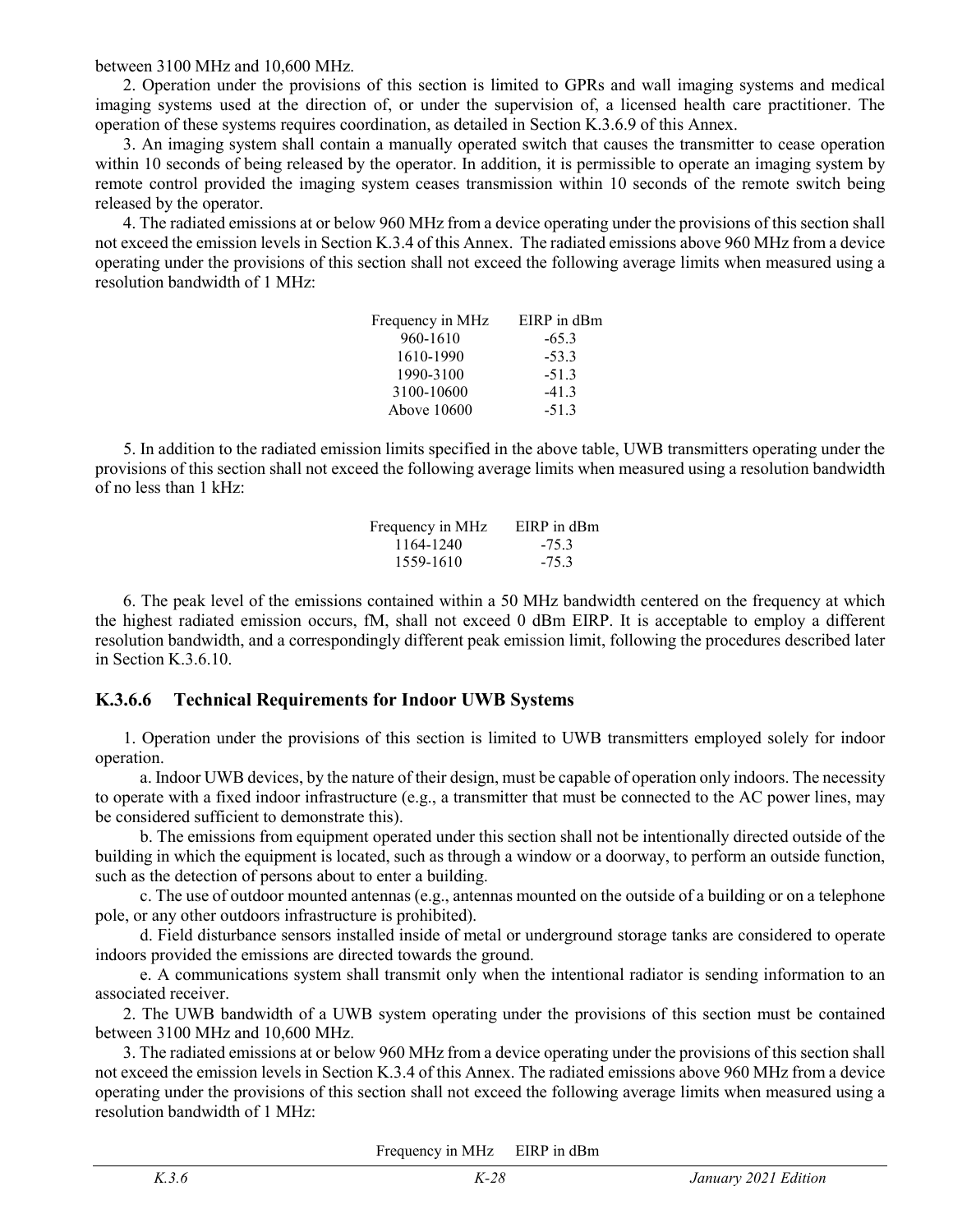between 3100 MHz and 10,600 MHz.

2. Operation under the provisions of this section is limited to GPRs and wall imaging systems and medical imaging systems used at the direction of, or under the supervision of, a licensed health care practitioner. The operation of these systems requires coordination, as detailed in Section K.3.6.9 of this Annex.

3. An imaging system shall contain a manually operated switch that causes the transmitter to cease operation within 10 seconds of being released by the operator. In addition, it is permissible to operate an imaging system by remote control provided the imaging system ceases transmission within 10 seconds of the remote switch being released by the operator.

4. The radiated emissions at or below 960 MHz from a device operating under the provisions of this section shall not exceed the emission levels in Section K.3.4 of this Annex. The radiated emissions above 960 MHz from a device operating under the provisions of this section shall not exceed the following average limits when measured using a resolution bandwidth of 1 MHz:

| Frequency in MHz | EIRP in dBm |
|---|---|
| 960-1610 | -65.3 |
| 1610-1990 | -53.3 |
| 1990-3100 | -51.3 |
| 3100-10600 | -41.3 |
| Above 10600 | -51.3 |

5. In addition to the radiated emission limits specified in the above table, UWB transmitters operating under the provisions of this section shall not exceed the following average limits when measured using a resolution bandwidth of no less than 1 kHz:

| Frequency in MHz | EIRP in dBm |
|---|---|
| 1164-1240 | -75.3 |
| 1559-1610 | -75.3 |

6. The peak level of the emissions contained within a 50 MHz bandwidth centered on the frequency at which the highest radiated emission occurs, fM, shall not exceed 0 dBm EIRP. It is acceptable to employ a different resolution bandwidth, and a correspondingly different peak emission limit, following the procedures described later in Section K.3.6.10.

### K.3.6.6 Technical Requirements for Indoor UWB Systems

1. Operation under the provisions of this section is limited to UWB transmitters employed solely for indoor operation.

a. Indoor UWB devices, by the nature of their design, must be capable of operation only indoors. The necessity to operate with a fixed indoor infrastructure (e.g., a transmitter that must be connected to the AC power lines, may be considered sufficient to demonstrate this).

b. The emissions from equipment operated under this section shall not be intentionally directed outside of the building in which the equipment is located, such as through a window or a doorway, to perform an outside function, such as the detection of persons about to enter a building.

c. The use of outdoor mounted antennas (e.g., antennas mounted on the outside of a building or on a telephone pole, or any other outdoors infrastructure is prohibited).

d. Field disturbance sensors installed inside of metal or underground storage tanks are considered to operate indoors provided the emissions are directed towards the ground.

e. A communications system shall transmit only when the intentional radiator is sending information to an associated receiver.

2. The UWB bandwidth of a UWB system operating under the provisions of this section must be contained between 3100 MHz and 10,600 MHz.

3. The radiated emissions at or below 960 MHz from a device operating under the provisions of this section shall not exceed the emission levels in Section K.3.4 of this Annex. The radiated emissions above 960 MHz from a device operating under the provisions of this section shall not exceed the following average limits when measured using a resolution bandwidth of 1 MHz:

| Frequency in MHz | EIRP in dBm |
|---|---|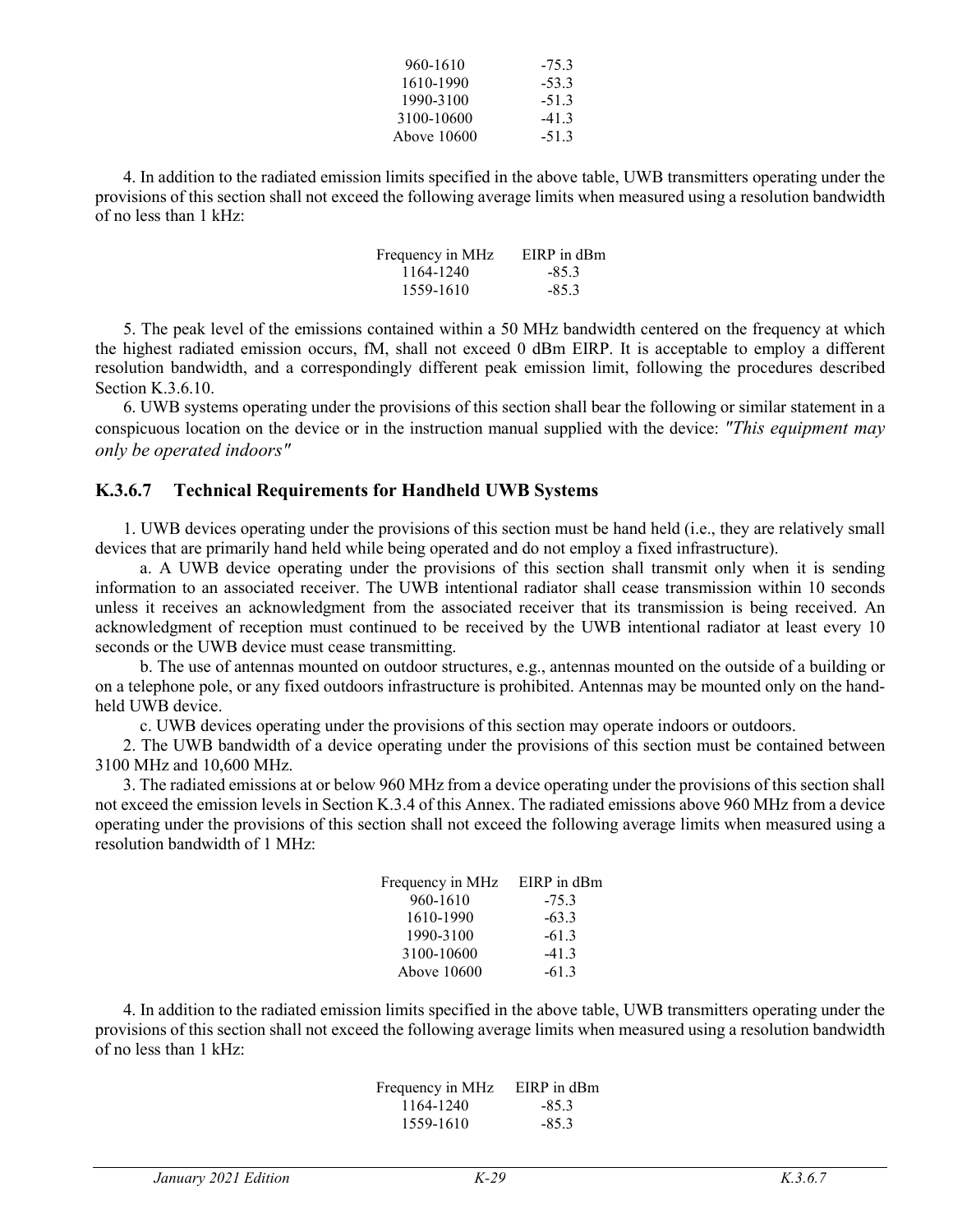| | |
|---|---|
| 960-1610 | -75.3 |
| 1610-1990 | -53.3 |
| 1990-3100 | -51.3 |
| 3100-10600 | -41.3 |
| Above 10600 | -51.3 |

4. In addition to the radiated emission limits specified in the above table, UWB transmitters operating under the provisions of this section shall not exceed the following average limits when measured using a resolution bandwidth of no less than 1 kHz:

| Frequency in MHz | EIRP in dBm |
|---|---|
| 1164-1240 | -85.3 |
| 1559-1610 | -85.3 |

5. The peak level of the emissions contained within a 50 MHz bandwidth centered on the frequency at which the highest radiated emission occurs, fM, shall not exceed 0 dBm EIRP. It is acceptable to employ a different resolution bandwidth, and a correspondingly different peak emission limit, following the procedures described Section K.3.6.10.

6. UWB systems operating under the provisions of this section shall bear the following or similar statement in a conspicuous location on the device or in the instruction manual supplied with the device: *"This equipment may only be operated indoors"*

### K.3.6.7 Technical Requirements for Handheld UWB Systems

1. UWB devices operating under the provisions of this section must be hand held (i.e., they are relatively small devices that are primarily hand held while being operated and do not employ a fixed infrastructure).

a. A UWB device operating under the provisions of this section shall transmit only when it is sending information to an associated receiver. The UWB intentional radiator shall cease transmission within 10 seconds unless it receives an acknowledgment from the associated receiver that its transmission is being received. An acknowledgment of reception must continued to be received by the UWB intentional radiator at least every 10 seconds or the UWB device must cease transmitting.

b. The use of antennas mounted on outdoor structures, e.g., antennas mounted on the outside of a building or on a telephone pole, or any fixed outdoors infrastructure is prohibited. Antennas may be mounted only on the hand-held UWB device.

c. UWB devices operating under the provisions of this section may operate indoors or outdoors.

2. The UWB bandwidth of a device operating under the provisions of this section must be contained between 3100 MHz and 10,600 MHz.

3. The radiated emissions at or below 960 MHz from a device operating under the provisions of this section shall not exceed the emission levels in Section K.3.4 of this Annex. The radiated emissions above 960 MHz from a device operating under the provisions of this section shall not exceed the following average limits when measured using a resolution bandwidth of 1 MHz:

| Frequency in MHz | EIRP in dBm |
|---|---|
| 960-1610 | -75.3 |
| 1610-1990 | -63.3 |
| 1990-3100 | -61.3 |
| 3100-10600 | -41.3 |
| Above 10600 | -61.3 |

4. In addition to the radiated emission limits specified in the above table, UWB transmitters operating under the provisions of this section shall not exceed the following average limits when measured using a resolution bandwidth of no less than 1 kHz:

| Frequency in MHz | EIRP in dBm |
|---|---|
| 1164-1240 | -85.3 |
| 1559-1610 | -85.3 |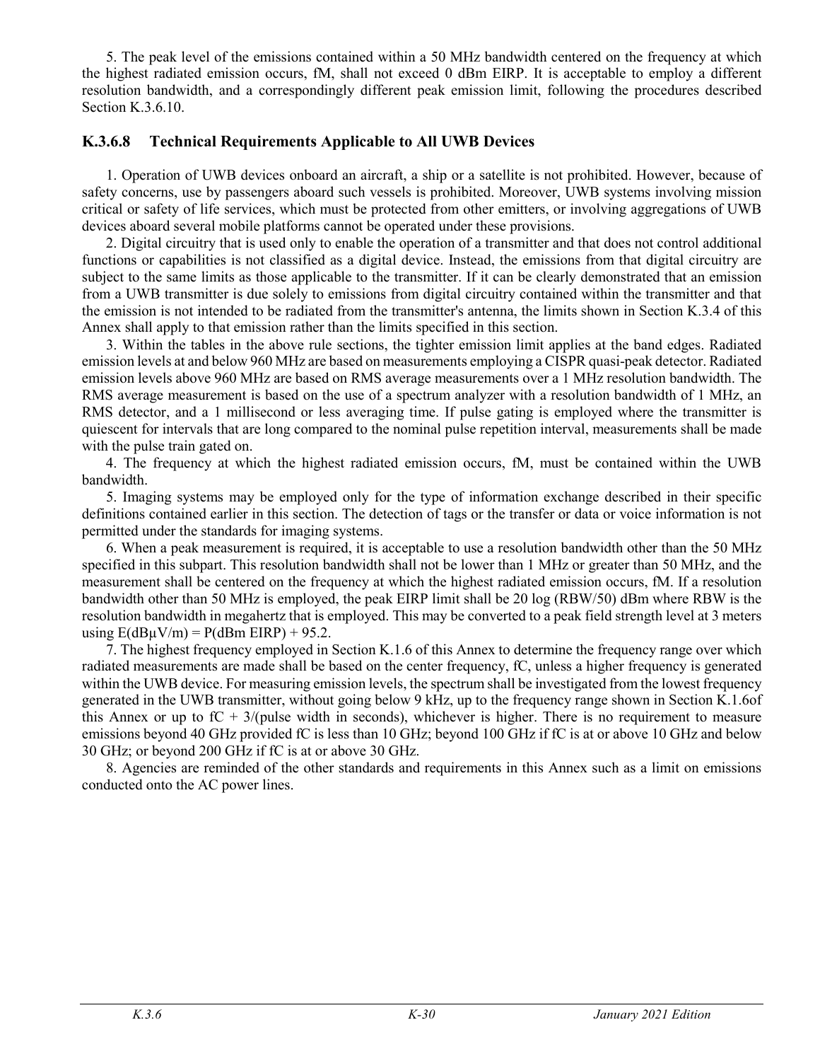5. The peak level of the emissions contained within a 50 MHz bandwidth centered on the frequency at which the highest radiated emission occurs, fM, shall not exceed 0 dBm EIRP. It is acceptable to employ a different resolution bandwidth, and a correspondingly different peak emission limit, following the procedures described Section K.3.6.10.

### K.3.6.8 Technical Requirements Applicable to All UWB Devices

1. Operation of UWB devices onboard an aircraft, a ship or a satellite is not prohibited. However, because of safety concerns, use by passengers aboard such vessels is prohibited. Moreover, UWB systems involving mission critical or safety of life services, which must be protected from other emitters, or involving aggregations of UWB devices aboard several mobile platforms cannot be operated under these provisions.

2. Digital circuitry that is used only to enable the operation of a transmitter and that does not control additional functions or capabilities is not classified as a digital device. Instead, the emissions from that digital circuitry are subject to the same limits as those applicable to the transmitter. If it can be clearly demonstrated that an emission from a UWB transmitter is due solely to emissions from digital circuitry contained within the transmitter and that the emission is not intended to be radiated from the transmitter's antenna, the limits shown in Section K.3.4 of this Annex shall apply to that emission rather than the limits specified in this section.

3. Within the tables in the above rule sections, the tighter emission limit applies at the band edges. Radiated emission levels at and below 960 MHz are based on measurements employing a CISPR quasi-peak detector. Radiated emission levels above 960 MHz are based on RMS average measurements over a 1 MHz resolution bandwidth. The RMS average measurement is based on the use of a spectrum analyzer with a resolution bandwidth of 1 MHz, an RMS detector, and a 1 millisecond or less averaging time. If pulse gating is employed where the transmitter is quiescent for intervals that are long compared to the nominal pulse repetition interval, measurements shall be made with the pulse train gated on.

4. The frequency at which the highest radiated emission occurs, fM, must be contained within the UWB bandwidth.

5. Imaging systems may be employed only for the type of information exchange described in their specific definitions contained earlier in this section. The detection of tags or the transfer or data or voice information is not permitted under the standards for imaging systems.

6. When a peak measurement is required, it is acceptable to use a resolution bandwidth other than the 50 MHz specified in this subpart. This resolution bandwidth shall not be lower than 1 MHz or greater than 50 MHz, and the measurement shall be centered on the frequency at which the highest radiated emission occurs, fM. If a resolution bandwidth other than 50 MHz is employed, the peak EIRP limit shall be 20 log (RBW/50) dBm where RBW is the resolution bandwidth in megahertz that is employed. This may be converted to a peak field strength level at 3 meters using E(dBμV/m) = P(dBm EIRP) + 95.2.

7. The highest frequency employed in Section K.1.6 of this Annex to determine the frequency range over which radiated measurements are made shall be based on the center frequency, fC, unless a higher frequency is generated within the UWB device. For measuring emission levels, the spectrum shall be investigated from the lowest frequency generated in the UWB transmitter, without going below 9 kHz, up to the frequency range shown in Section K.1.6of this Annex or up to fC + 3/(pulse width in seconds), whichever is higher. There is no requirement to measure emissions beyond 40 GHz provided fC is less than 10 GHz; beyond 100 GHz if fC is at or above 10 GHz and below 30 GHz; or beyond 200 GHz if fC is at or above 30 GHz.

8. Agencies are reminded of the other standards and requirements in this Annex such as a limit on emissions conducted onto the AC power lines.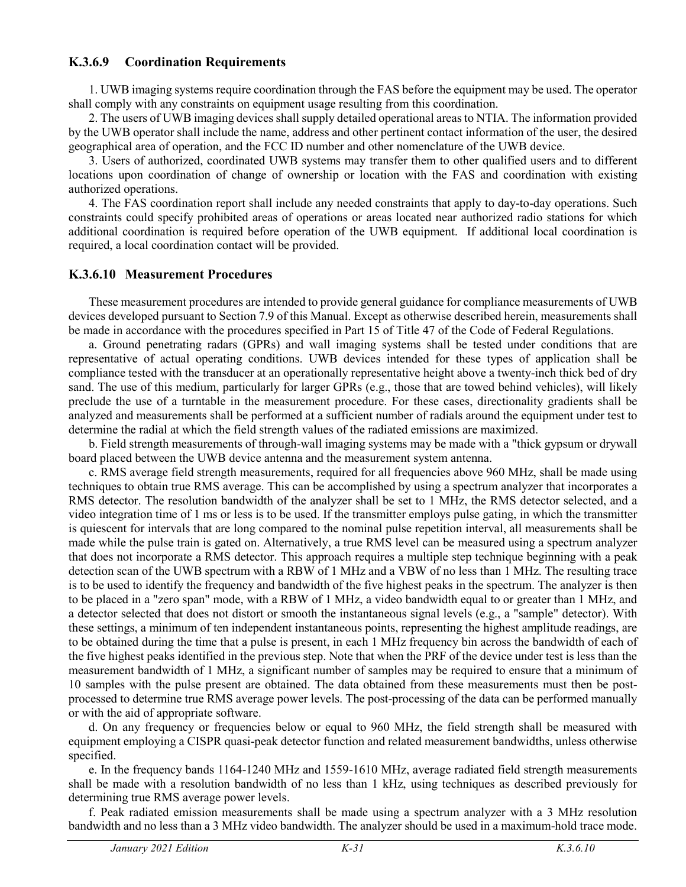### K.3.6.9 Coordination Requirements

1. UWB imaging systems require coordination through the FAS before the equipment may be used. The operator shall comply with any constraints on equipment usage resulting from this coordination.

2. The users of UWB imaging devices shall supply detailed operational areas to NTIA. The information provided by the UWB operator shall include the name, address and other pertinent contact information of the user, the desired geographical area of operation, and the FCC ID number and other nomenclature of the UWB device.

3. Users of authorized, coordinated UWB systems may transfer them to other qualified users and to different locations upon coordination of change of ownership or location with the FAS and coordination with existing authorized operations.

4. The FAS coordination report shall include any needed constraints that apply to day-to-day operations. Such constraints could specify prohibited areas of operations or areas located near authorized radio stations for which additional coordination is required before operation of the UWB equipment. If additional local coordination is required, a local coordination contact will be provided.

### K.3.6.10 Measurement Procedures

These measurement procedures are intended to provide general guidance for compliance measurements of UWB devices developed pursuant to Section 7.9 of this Manual. Except as otherwise described herein, measurements shall be made in accordance with the procedures specified in Part 15 of Title 47 of the Code of Federal Regulations.

a. Ground penetrating radars (GPRs) and wall imaging systems shall be tested under conditions that are representative of actual operating conditions. UWB devices intended for these types of application shall be compliance tested with the transducer at an operationally representative height above a twenty-inch thick bed of dry sand. The use of this medium, particularly for larger GPRs (e.g., those that are towed behind vehicles), will likely preclude the use of a turntable in the measurement procedure. For these cases, directionality gradients shall be analyzed and measurements shall be performed at a sufficient number of radials around the equipment under test to determine the radial at which the field strength values of the radiated emissions are maximized.

b. Field strength measurements of through-wall imaging systems may be made with a "thick gypsum or drywall board placed between the UWB device antenna and the measurement system antenna.

c. RMS average field strength measurements, required for all frequencies above 960 MHz, shall be made using techniques to obtain true RMS average. This can be accomplished by using a spectrum analyzer that incorporates a RMS detector. The resolution bandwidth of the analyzer shall be set to 1 MHz, the RMS detector selected, and a video integration time of 1 ms or less is to be used. If the transmitter employs pulse gating, in which the transmitter is quiescent for intervals that are long compared to the nominal pulse repetition interval, all measurements shall be made while the pulse train is gated on. Alternatively, a true RMS level can be measured using a spectrum analyzer that does not incorporate a RMS detector. This approach requires a multiple step technique beginning with a peak detection scan of the UWB spectrum with a RBW of 1 MHz and a VBW of no less than 1 MHz. The resulting trace is to be used to identify the frequency and bandwidth of the five highest peaks in the spectrum. The analyzer is then to be placed in a "zero span" mode, with a RBW of 1 MHz, a video bandwidth equal to or greater than 1 MHz, and a detector selected that does not distort or smooth the instantaneous signal levels (e.g., a "sample" detector). With these settings, a minimum of ten independent instantaneous points, representing the highest amplitude readings, are to be obtained during the time that a pulse is present, in each 1 MHz frequency bin across the bandwidth of each of the five highest peaks identified in the previous step. Note that when the PRF of the device under test is less than the measurement bandwidth of 1 MHz, a significant number of samples may be required to ensure that a minimum of 10 samples with the pulse present are obtained. The data obtained from these measurements must then be post-processed to determine true RMS average power levels. The post-processing of the data can be performed manually or with the aid of appropriate software.

d. On any frequency or frequencies below or equal to 960 MHz, the field strength shall be measured with equipment employing a CISPR quasi-peak detector function and related measurement bandwidths, unless otherwise specified.

e. In the frequency bands 1164-1240 MHz and 1559-1610 MHz, average radiated field strength measurements shall be made with a resolution bandwidth of no less than 1 kHz, using techniques as described previously for determining true RMS average power levels.

f. Peak radiated emission measurements shall be made using a spectrum analyzer with a 3 MHz resolution bandwidth and no less than a 3 MHz video bandwidth. The analyzer should be used in a maximum-hold trace mode.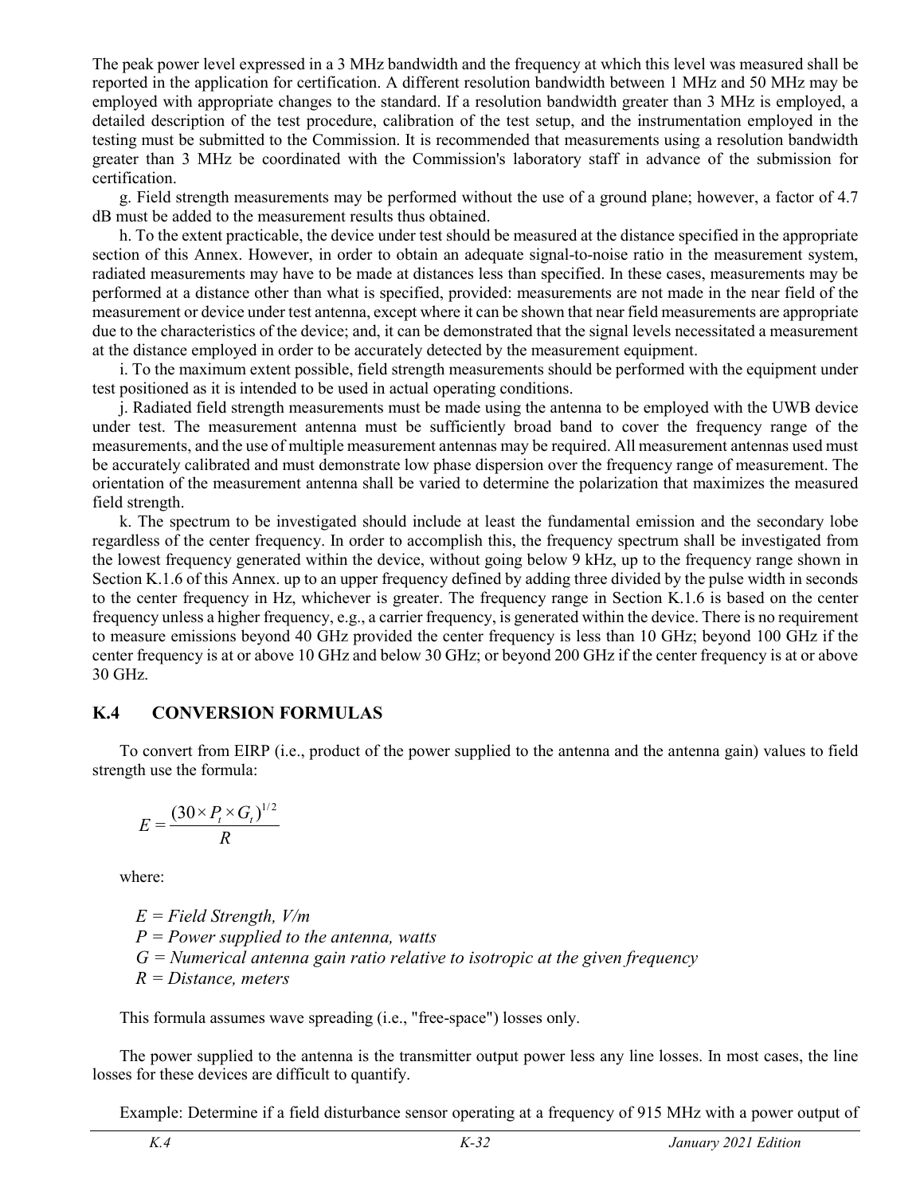The peak power level expressed in a 3 MHz bandwidth and the frequency at which this level was measured shall be reported in the application for certification. A different resolution bandwidth between 1 MHz and 50 MHz may be employed with appropriate changes to the standard. If a resolution bandwidth greater than 3 MHz is employed, a detailed description of the test procedure, calibration of the test setup, and the instrumentation employed in the testing must be submitted to the Commission. It is recommended that measurements using a resolution bandwidth greater than 3 MHz be coordinated with the Commission's laboratory staff in advance of the submission for certification.

g. Field strength measurements may be performed without the use of a ground plane; however, a factor of 4.7 dB must be added to the measurement results thus obtained.

h. To the extent practicable, the device under test should be measured at the distance specified in the appropriate section of this Annex. However, in order to obtain an adequate signal-to-noise ratio in the measurement system, radiated measurements may have to be made at distances less than specified. In these cases, measurements may be performed at a distance other than what is specified, provided: measurements are not made in the near field of the measurement or device under test antenna, except where it can be shown that near field measurements are appropriate due to the characteristics of the device; and, it can be demonstrated that the signal levels necessitated a measurement at the distance employed in order to be accurately detected by the measurement equipment.

i. To the maximum extent possible, field strength measurements should be performed with the equipment under test positioned as it is intended to be used in actual operating conditions.

j. Radiated field strength measurements must be made using the antenna to be employed with the UWB device under test. The measurement antenna must be sufficiently broad band to cover the frequency range of the measurements, and the use of multiple measurement antennas may be required. All measurement antennas used must be accurately calibrated and must demonstrate low phase dispersion over the frequency range of measurement. The orientation of the measurement antenna shall be varied to determine the polarization that maximizes the measured field strength.

k. The spectrum to be investigated should include at least the fundamental emission and the secondary lobe regardless of the center frequency. In order to accomplish this, the frequency spectrum shall be investigated from the lowest frequency generated within the device, without going below 9 kHz, up to the frequency range shown in Section K.1.6 of this Annex. up to an upper frequency defined by adding three divided by the pulse width in seconds to the center frequency in Hz, whichever is greater. The frequency range in Section K.1.6 is based on the center frequency unless a higher frequency, e.g., a carrier frequency, is generated within the device. There is no requirement to measure emissions beyond 40 GHz provided the center frequency is less than 10 GHz; beyond 100 GHz if the center frequency is at or above 10 GHz and below 30 GHz; or beyond 200 GHz if the center frequency is at or above 30 GHz.

## K.4 CONVERSION FORMULAS

To convert from EIRP (i.e., product of the power supplied to the antenna and the antenna gain) values to field strength use the formula:

$$E = \frac{(30 \times P_t \times G_t)^{1/2}}{R}$$

where:

*E = Field Strength, V/m*
*P = Power supplied to the antenna, watts*
*G = Numerical antenna gain ratio relative to isotropic at the given frequency*
*R = Distance, meters*

This formula assumes wave spreading (i.e., "free-space") losses only.

The power supplied to the antenna is the transmitter output power less any line losses. In most cases, the line losses for these devices are difficult to quantify.

Example: Determine if a field disturbance sensor operating at a frequency of 915 MHz with a power output of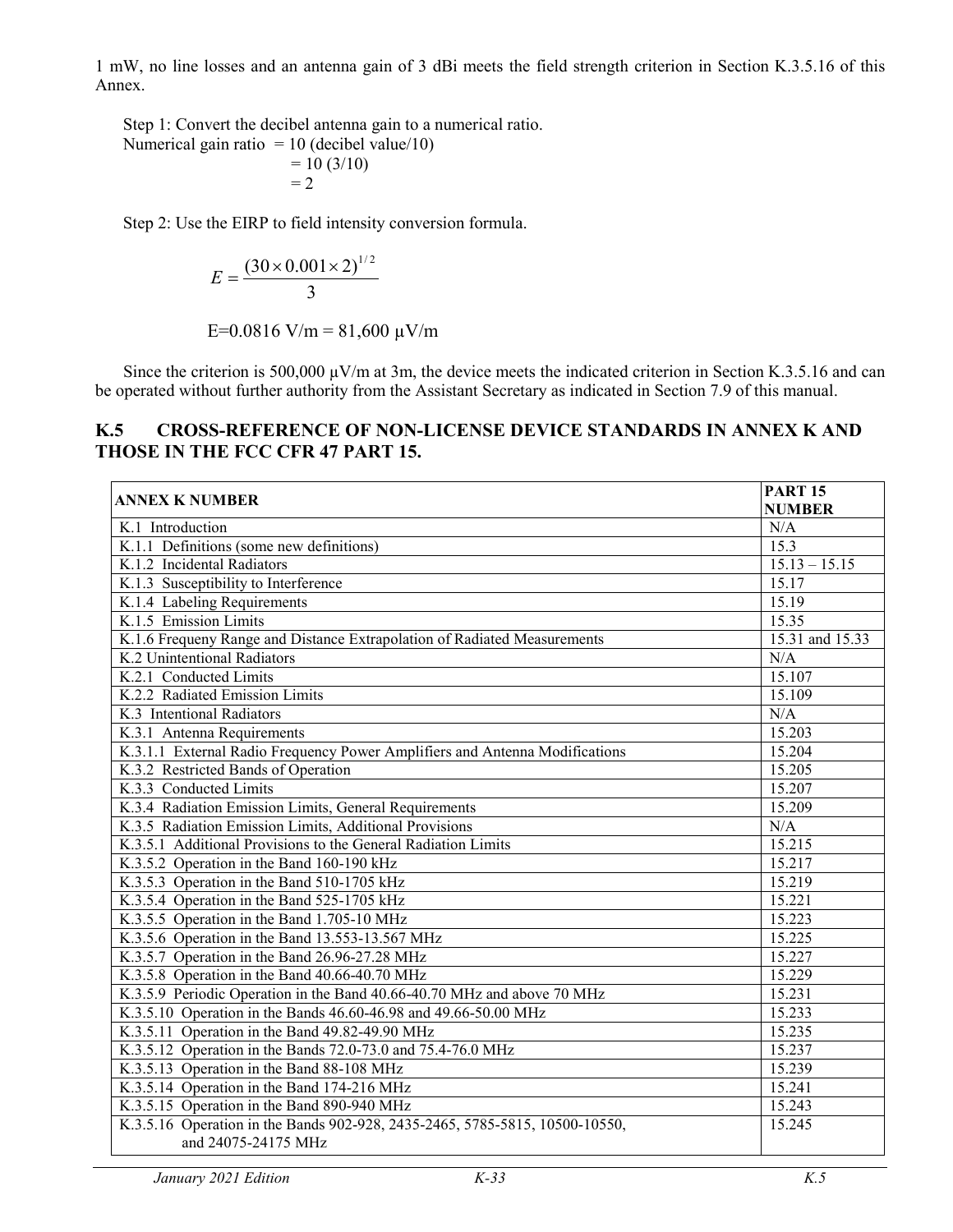1 mW, no line losses and an antenna gain of 3 dBi meets the field strength criterion in Section K.3.5.16 of this Annex.

Step 1: Convert the decibel antenna gain to a numerical ratio.
Numerical gain ratio = 10 (decibel value/10)
= 10 (3/10)
= 2

Step 2: Use the EIRP to field intensity conversion formula.

$$E = \frac{(30 \times 0.001 \times 2)^{1/2}}{3}$$

E=0.0816 V/m = 81,600 μV/m

Since the criterion is 500,000 μV/m at 3m, the device meets the indicated criterion in Section K.3.5.16 and can be operated without further authority from the Assistant Secretary as indicated in Section 7.9 of this manual.

## K.5 CROSS-REFERENCE OF NON-LICENSE DEVICE STANDARDS IN ANNEX K AND THOSE IN THE FCC CFR 47 PART 15.

| ANNEX K NUMBER | PART 15 NUMBER |
|---|---|
| K.1 Introduction | N/A |
| K.1.1 Definitions (some new definitions) | 15.3 |
| K.1.2 Incidental Radiators | 15.13 – 15.15 |
| K.1.3 Susceptibility to Interference | 15.17 |
| K.1.4 Labeling Requirements | 15.19 |
| K.1.5 Emission Limits | 15.35 |
| K.1.6 Frequeny Range and Distance Extrapolation of Radiated Measurements | 15.31 and 15.33 |
| K.2 Unintentional Radiators | N/A |
| K.2.1 Conducted Limits | 15.107 |
| K.2.2 Radiated Emission Limits | 15.109 |
| K.3 Intentional Radiators | N/A |
| K.3.1 Antenna Requirements | 15.203 |
| K.3.1.1 External Radio Frequency Power Amplifiers and Antenna Modifications | 15.204 |
| K.3.2 Restricted Bands of Operation | 15.205 |
| K.3.3 Conducted Limits | 15.207 |
| K.3.4 Radiation Emission Limits, General Requirements | 15.209 |
| K.3.5 Radiation Emission Limits, Additional Provisions | N/A |
| K.3.5.1 Additional Provisions to the General Radiation Limits | 15.215 |
| K.3.5.2 Operation in the Band 160-190 kHz | 15.217 |
| K.3.5.3 Operation in the Band 510-1705 kHz | 15.219 |
| K.3.5.4 Operation in the Band 525-1705 kHz | 15.221 |
| K.3.5.5 Operation in the Band 1.705-10 MHz | 15.223 |
| K.3.5.6 Operation in the Band 13.553-13.567 MHz | 15.225 |
| K.3.5.7 Operation in the Band 26.96-27.28 MHz | 15.227 |
| K.3.5.8 Operation in the Band 40.66-40.70 MHz | 15.229 |
| K.3.5.9 Periodic Operation in the Band 40.66-40.70 MHz and above 70 MHz | 15.231 |
| K.3.5.10 Operation in the Bands 46.60-46.98 and 49.66-50.00 MHz | 15.233 |
| K.3.5.11 Operation in the Band 49.82-49.90 MHz | 15.235 |
| K.3.5.12 Operation in the Bands 72.0-73.0 and 75.4-76.0 MHz | 15.237 |
| K.3.5.13 Operation in the Band 88-108 MHz | 15.239 |
| K.3.5.14 Operation in the Band 174-216 MHz | 15.241 |
| K.3.5.15 Operation in the Band 890-940 MHz | 15.243 |
| K.3.5.16 Operation in the Bands 902-928, 2435-2465, 5785-5815, 10500-10550, and 24075-24175 MHz | 15.245 |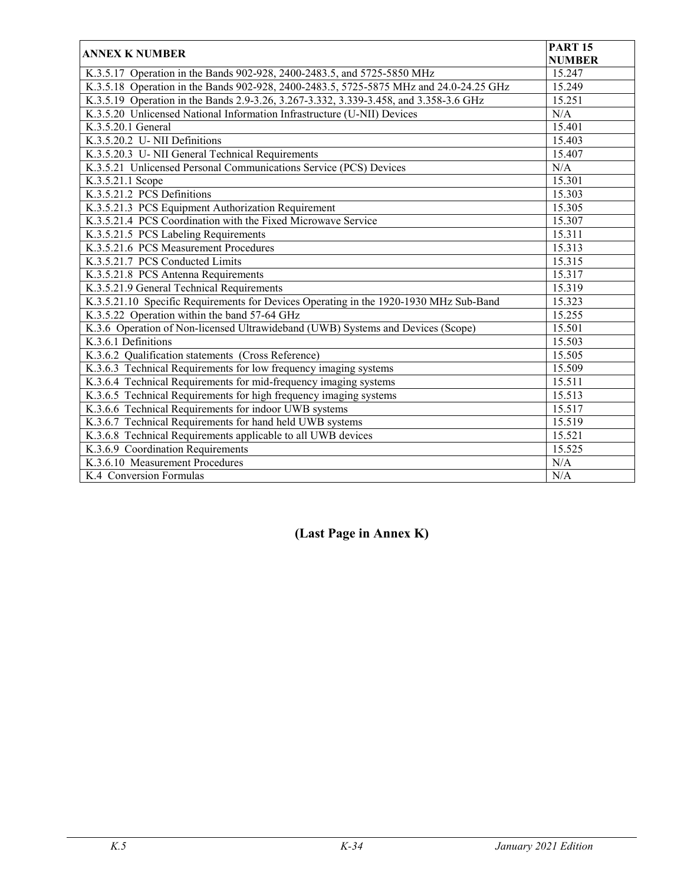| ANNEX K NUMBER | PART 15 NUMBER |
|---|---|
| K.3.5.17 Operation in the Bands 902-928, 2400-2483.5, and 5725-5850 MHz | 15.247 |
| K.3.5.18 Operation in the Bands 902-928, 2400-2483.5, 5725-5875 MHz and 24.0-24.25 GHz | 15.249 |
| K.3.5.19 Operation in the Bands 2.9-3.26, 3.267-3.332, 3.339-3.458, and 3.358-3.6 GHz | 15.251 |
| K.3.5.20 Unlicensed National Information Infrastructure (U-NII) Devices | N/A |
| K.3.5.20.1 General | 15.401 |
| K.3.5.20.2 U- NII Definitions | 15.403 |
| K.3.5.20.3 U- NII General Technical Requirements | 15.407 |
| K.3.5.21 Unlicensed Personal Communications Service (PCS) Devices | N/A |
| K.3.5.21.1 Scope | 15.301 |
| K.3.5.21.2 PCS Definitions | 15.303 |
| K.3.5.21.3 PCS Equipment Authorization Requirement | 15.305 |
| K.3.5.21.4 PCS Coordination with the Fixed Microwave Service | 15.307 |
| K.3.5.21.5 PCS Labeling Requirements | 15.311 |
| K.3.5.21.6 PCS Measurement Procedures | 15.313 |
| K.3.5.21.7 PCS Conducted Limits | 15.315 |
| K.3.5.21.8 PCS Antenna Requirements | 15.317 |
| K.3.5.21.9 General Technical Requirements | 15.319 |
| K.3.5.21.10 Specific Requirements for Devices Operating in the 1920-1930 MHz Sub-Band | 15.323 |
| K.3.5.22 Operation within the band 57-64 GHz | 15.255 |
| K.3.6 Operation of Non-licensed Ultrawideband (UWB) Systems and Devices (Scope) | 15.501 |
| K.3.6.1 Definitions | 15.503 |
| K.3.6.2 Qualification statements (Cross Reference) | 15.505 |
| K.3.6.3 Technical Requirements for low frequency imaging systems | 15.509 |
| K.3.6.4 Technical Requirements for mid-frequency imaging systems | 15.511 |
| K.3.6.5 Technical Requirements for high frequency imaging systems | 15.513 |
| K.3.6.6 Technical Requirements for indoor UWB systems | 15.517 |
| K.3.6.7 Technical Requirements for hand held UWB systems | 15.519 |
| K.3.6.8 Technical Requirements applicable to all UWB devices | 15.521 |
| K.3.6.9 Coordination Requirements | 15.525 |
| K.3.6.10 Measurement Procedures | N/A |
| K.4 Conversion Formulas | N/A |

**(Last Page in Annex K)**